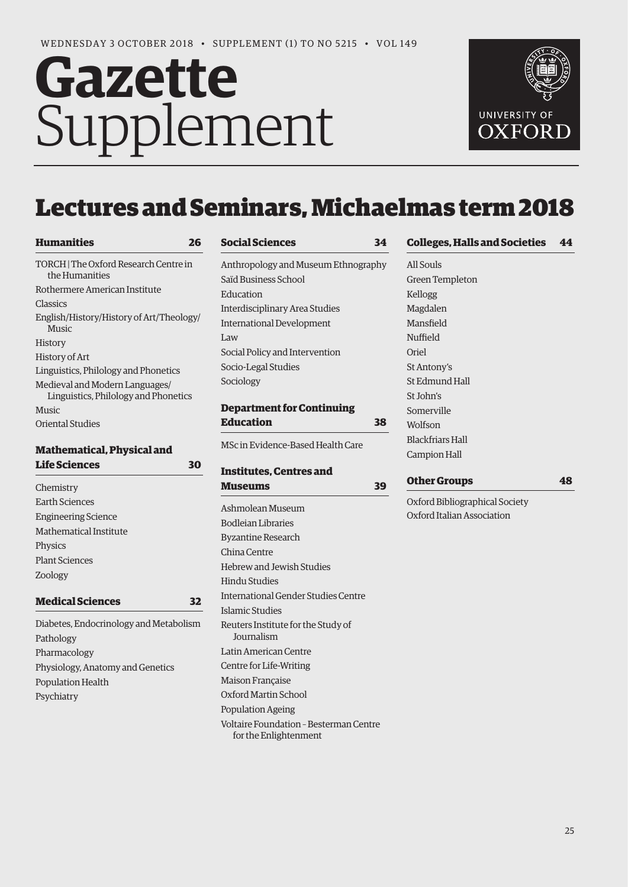WEDNESDAY 3 OCTOBER 2018 • SUPPLEMENT (1) TO NO 5215 • VOL 149

# Gazette Supplement

UNIVERSITY OF OXFORD

# Lectures and Seminars, Michaelmas term 2018

**Humanities** 26

- TORCH | The Oxford Research Centre in the Humanities
- Rothermere American Institute
- Classics
- English/History/History of Art/Theology/Music
- History
- History of Art
- Linguistics, Philology and Phonetics
- Medieval and Modern Languages/Linguistics, Philology and Phonetics
- Music
- Oriental Studies

**Mathematical, Physical and Life Sciences** 30

- Chemistry
- Earth Sciences
- Engineering Science
- Mathematical Institute
- Physics
- Plant Sciences
- Zoology

**Medical Sciences** 32

- Diabetes, Endocrinology and Metabolism
- Pathology
- Pharmacology
- Physiology, Anatomy and Genetics
- Population Health
- Psychiatry

**Social Sciences** 34

- Anthropology and Museum Ethnography
- Saïd Business School
- Education
- Interdisciplinary Area Studies
- International Development
- Law
- Social Policy and Intervention
- Socio-Legal Studies
- Sociology

**Department for Continuing Education** 38

- MSc in Evidence-Based Health Care

**Institutes, Centres and Museums** 39

- Ashmolean Museum
- Bodleian Libraries
- Byzantine Research
- China Centre
- Hebrew and Jewish Studies
- Hindu Studies
- International Gender Studies Centre
- Islamic Studies
- Reuters Institute for the Study of Journalism
- Latin American Centre
- Centre for Life-Writing
- Maison Française
- Oxford Martin School
- Population Ageing
- Voltaire Foundation – Besterman Centre for the Enlightenment

**Colleges, Halls and Societies** 44

- All Souls
- Green Templeton
- Kellogg
- Magdalen
- Mansfield
- Nuffield
- Oriel
- St Antony's
- St Edmund Hall
- St John's
- Somerville
- Wolfson
- Blackfriars Hall
- Campion Hall

**Other Groups** 48

- Oxford Bibliographical Society
- Oxford Italian Association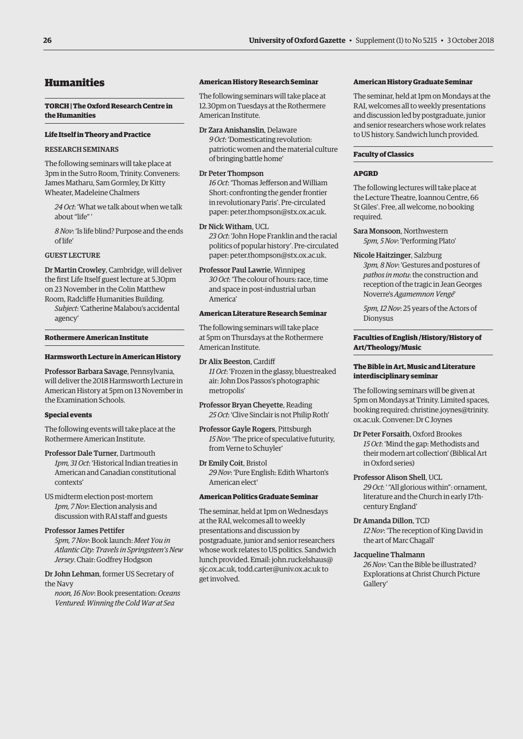# Humanities

## TORCH | The Oxford Research Centre in the Humanities

### Life Itself in Theory and Practice

RESEARCH SEMINARS

The following seminars will take place at 3pm in the Sutro Room, Trinity. Conveners: James Matharu, Sam Gormley, Dr Kitty Wheater, Madeleine Chalmers

*24 Oct*: 'What we talk about when we talk about "life" '

*8 Nov*: 'Is life blind? Purpose and the ends of life'

GUEST LECTURE

Dr Martin Crowley, Cambridge, will deliver the first Life Itself guest lecture at 5.30pm on 23 November in the Colin Matthew Room, Radcliffe Humanities Building.
*Subject*: 'Catherine Malabou's accidental agency'

## Rothermere American Institute

### Harmsworth Lecture in American History

Professor Barbara Savage, Pennsylvania, will deliver the 2018 Harmsworth Lecture in American History at 5pm on 13 November in the Examination Schools.

### Special events

The following events will take place at the Rothermere American Institute.

Professor Dale Turner, Dartmouth
*1pm, 31 Oct*: 'Historical Indian treaties in American and Canadian constitutional contexts'

US midterm election post-mortem
*1pm, 7 Nov*: Election analysis and discussion with RAI staff and guests

Professor James Pettifer
*5pm, 7 Nov*: Book launch: *Meet You in Atlantic City: Travels in Springsteen's New Jersey*. Chair: Godfrey Hodgson

Dr John Lehman, former US Secretary of the Navy
*noon, 16 Nov*: Book presentation: *Oceans Ventured: Winning the Cold War at Sea*

### American History Research Seminar

The following seminars will take place at 12.30pm on Tuesdays at the Rothermere American Institute.

Dr Zara Anishanslin, Delaware
*9 Oct*: 'Domesticating revolution: patriotic women and the material culture of bringing battle home'

Dr Peter Thompson
*16 Oct*: 'Thomas Jefferson and William Short: confronting the gender frontier in revolutionary Paris'. Pre-circulated paper: peter.thompson@stx.ox.ac.uk.

Dr Nick Witham, UCL
*23 Oct*: 'John Hope Franklin and the racial politics of popular history'. Pre-circulated paper: peter.thompson@stx.ox.ac.uk.

Professor Paul Lawrie, Winnipeg
*30 Oct*: 'The colour of hours: race, time and space in post-industrial urban America'

### American Literature Research Seminar

The following seminars will take place at 5pm on Thursdays at the Rothermere American Institute.

Dr Alix Beeston, Cardiff
*11 Oct*: 'Frozen in the glassy, bluestreaked air: John Dos Passos's photographic metropolis'

Professor Bryan Cheyette, Reading
*25 Oct*: 'Clive Sinclair is not Philip Roth'

Professor Gayle Rogers, Pittsburgh
*15 Nov*: 'The price of speculative futurity, from Verne to Schuyler'

Dr Emily Coit, Bristol
*29 Nov*: 'Pure English: Edith Wharton's American elect'

### American Politics Graduate Seminar

The seminar, held at 1pm on Wednesdays at the RAI, welcomes all to weekly presentations and discussion by postgraduate, junior and senior researchers whose work relates to US politics. Sandwich lunch provided. Email: john.ruckelshaus@sjc.ox.ac.uk, todd.carter@univ.ox.ac.uk to get involved.

### American History Graduate Seminar

The seminar, held at 1pm on Mondays at the RAI, welcomes all to weekly presentations and discussion led by postgraduate, junior and senior researchers whose work relates to US history. Sandwich lunch provided.

## Faculty of Classics

### APGRD

The following lectures will take place at the Lecture Theatre, Ioannou Centre, 66 St Giles'. Free, all welcome, no booking required.

Sara Monsoon, Northwestern
*5pm, 5 Nov*: 'Performing Plato'

Nicole Haitzinger, Salzburg
*3pm, 8 Nov*: 'Gestures and postures of *pathos in motu*: the construction and reception of the tragic in Jean Georges Noverre's *Agamemnon Vengé*'

*5pm, 12 Nov*: 25 years of the Actors of Dionysus

## Faculties of English /History/History of Art/Theology/Music

### The Bible in Art, Music and Literature interdisciplinary seminar

The following seminars will be given at 5pm on Mondays at Trinity. Limited spaces, booking required: christine.joynes@trinity.ox.ac.uk. Convener: Dr C Joynes

Dr Peter Forsaith, Oxford Brookes
*15 Oct*: 'Mind the gap: Methodists and their modern art collection' (Biblical Art in Oxford series)

Professor Alison Shell, UCL
*29 Oct*: ' "All glorious within": ornament, literature and the Church in early 17th-century England'

Dr Amanda Dillon, TCD
*12 Nov*: 'The reception of King David in the art of Marc Chagall'

Jacqueline Thalmann
*26 Nov*: 'Can the Bible be illustrated? Explorations at Christ Church Picture Gallery'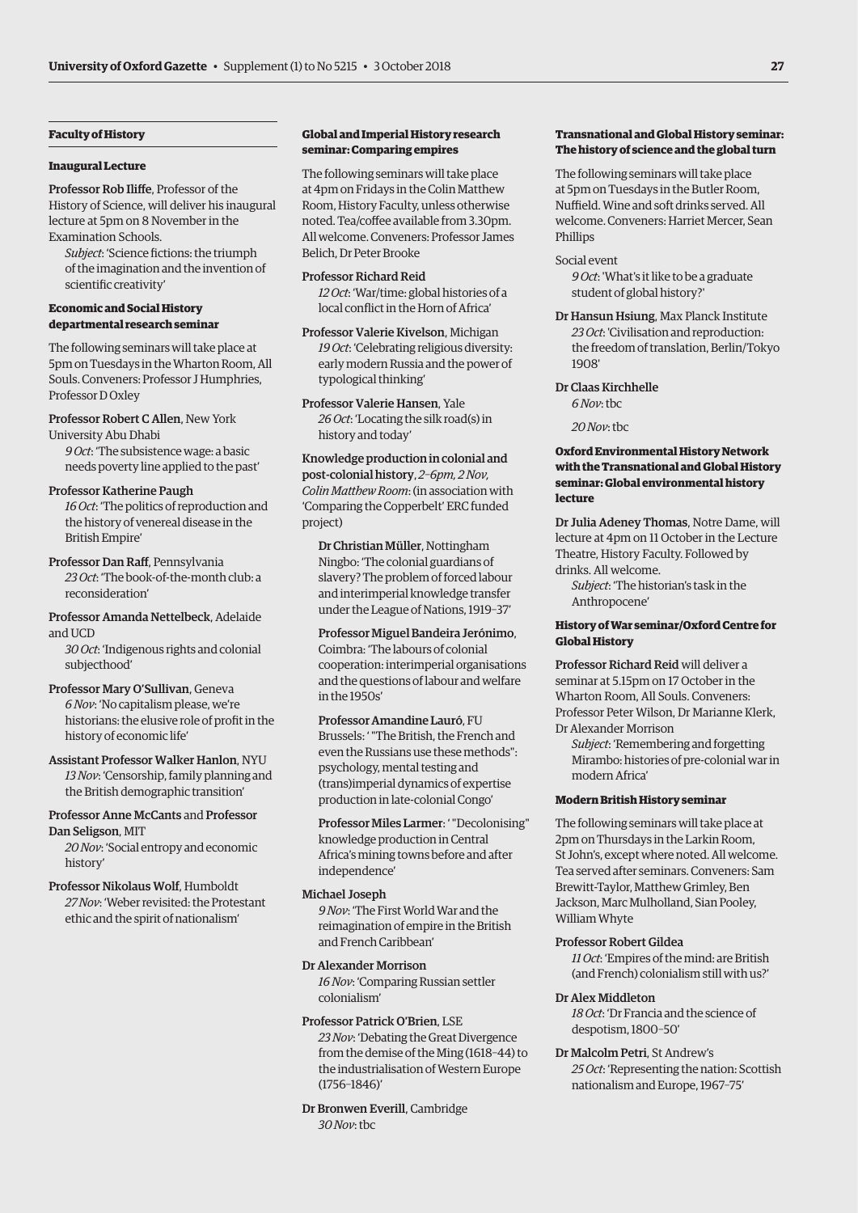## Faculty of History

### Inaugural Lecture

**Professor Rob Iliffe**, Professor of the History of Science, will deliver his inaugural lecture at 5pm on 8 November in the Examination Schools.

*Subject*: 'Science fictions: the triumph of the imagination and the invention of scientific creativity'

### Economic and Social History departmental research seminar

The following seminars will take place at 5pm on Tuesdays in the Wharton Room, All Souls. Conveners: Professor J Humphries, Professor D Oxley

**Professor Robert C Allen**, New York University Abu Dhabi
*9 Oct*: 'The subsistence wage: a basic needs poverty line applied to the past'

**Professor Katherine Paugh**
*16 Oct*: 'The politics of reproduction and the history of venereal disease in the British Empire'

**Professor Dan Raff**, Pennsylvania
*23 Oct*: 'The book-of-the-month club: a reconsideration'

**Professor Amanda Nettelbeck**, Adelaide and UCD
*30 Oct*: 'Indigenous rights and colonial subjecthood'

**Professor Mary O'Sullivan**, Geneva
*6 Nov*: 'No capitalism please, we're historians: the elusive role of profit in the history of economic life'

**Assistant Professor Walker Hanlon**, NYU
*13 Nov*: 'Censorship, family planning and the British demographic transition'

**Professor Anne McCants** and **Professor Dan Seligson**, MIT
*20 Nov*: 'Social entropy and economic history'

**Professor Nikolaus Wolf**, Humboldt
*27 Nov*: 'Weber revisited: the Protestant ethic and the spirit of nationalism'

### Global and Imperial History research seminar: Comparing empires

The following seminars will take place at 4pm on Fridays in the Colin Matthew Room, History Faculty, unless otherwise noted. Tea/coffee available from 3.30pm. All welcome. Conveners: Professor James Belich, Dr Peter Brooke

**Professor Richard Reid**
*12 Oct*: 'War/time: global histories of a local conflict in the Horn of Africa'

**Professor Valerie Kivelson**, Michigan
*19 Oct*: 'Celebrating religious diversity: early modern Russia and the power of typological thinking'

**Professor Valerie Hansen**, Yale
*26 Oct*: 'Locating the silk road(s) in history and today'

**Knowledge production in colonial and post-colonial history**, *2–6pm, 2 Nov, Colin Matthew Room*: (in association with 'Comparing the Copperbelt' ERC funded project)

**Dr Christian Müller**, Nottingham Ningbo: 'The colonial guardians of slavery? The problem of forced labour and interimperial knowledge transfer under the League of Nations, 1919–37'

**Professor Miguel Bandeira Jerónimo**, Coimbra: 'The labours of colonial cooperation: interimperial organisations and the questions of labour and welfare in the 1950s'

**Professor Amandine Lauró**, FU Brussels: ' "The British, the French and even the Russians use these methods": psychology, mental testing and (trans)imperial dynamics of expertise production in late-colonial Congo'

**Professor Miles Larmer**: ' "Decolonising" knowledge production in Central Africa's mining towns before and after independence'

**Michael Joseph**
*9 Nov*: 'The First World War and the reimagination of empire in the British and French Caribbean'

**Dr Alexander Morrison**
*16 Nov*: 'Comparing Russian settler colonialism'

**Professor Patrick O'Brien**, LSE
*23 Nov*: 'Debating the Great Divergence from the demise of the Ming (1618–44) to the industrialisation of Western Europe (1756–1846)'

**Dr Bronwen Everill**, Cambridge
*30 Nov*: tbc

### Transnational and Global History seminar: The history of science and the global turn

The following seminars will take place at 5pm on Tuesdays in the Butler Room, Nuffield. Wine and soft drinks served. All welcome. Conveners: Harriet Mercer, Sean Phillips

Social event
*9 Oct*: 'What's it like to be a graduate student of global history?'

**Dr Hansun Hsiung**, Max Planck Institute
*23 Oct*: 'Civilisation and reproduction: the freedom of translation, Berlin/Tokyo 1908'

**Dr Claas Kirchhelle**
*6 Nov*: tbc

*20 Nov*: tbc

### Oxford Environmental History Network with the Transnational and Global History seminar: Global environmental history lecture

**Dr Julia Adeney Thomas**, Notre Dame, will lecture at 4pm on 11 October in the Lecture Theatre, History Faculty. Followed by drinks. All welcome.

*Subject*: 'The historian's task in the Anthropocene'

### History of War seminar/Oxford Centre for Global History

**Professor Richard Reid** will deliver a seminar at 5.15pm on 17 October in the Wharton Room, All Souls. Conveners: Professor Peter Wilson, Dr Marianne Klerk, Dr Alexander Morrison

*Subject*: 'Remembering and forgetting Mirambo: histories of pre-colonial war in modern Africa'

### Modern British History seminar

The following seminars will take place at 2pm on Thursdays in the Larkin Room, St John's, except where noted. All welcome. Tea served after seminars. Conveners: Sam Brewitt-Taylor, Matthew Grimley, Ben Jackson, Marc Mulholland, Sian Pooley, William Whyte

**Professor Robert Gildea**
*11 Oct*: 'Empires of the mind: are British (and French) colonialism still with us?'

**Dr Alex Middleton**
*18 Oct*: 'Dr Francia and the science of despotism, 1800–50'

**Dr Malcolm Petri**, St Andrew's
*25 Oct*: 'Representing the nation: Scottish nationalism and Europe, 1967–75'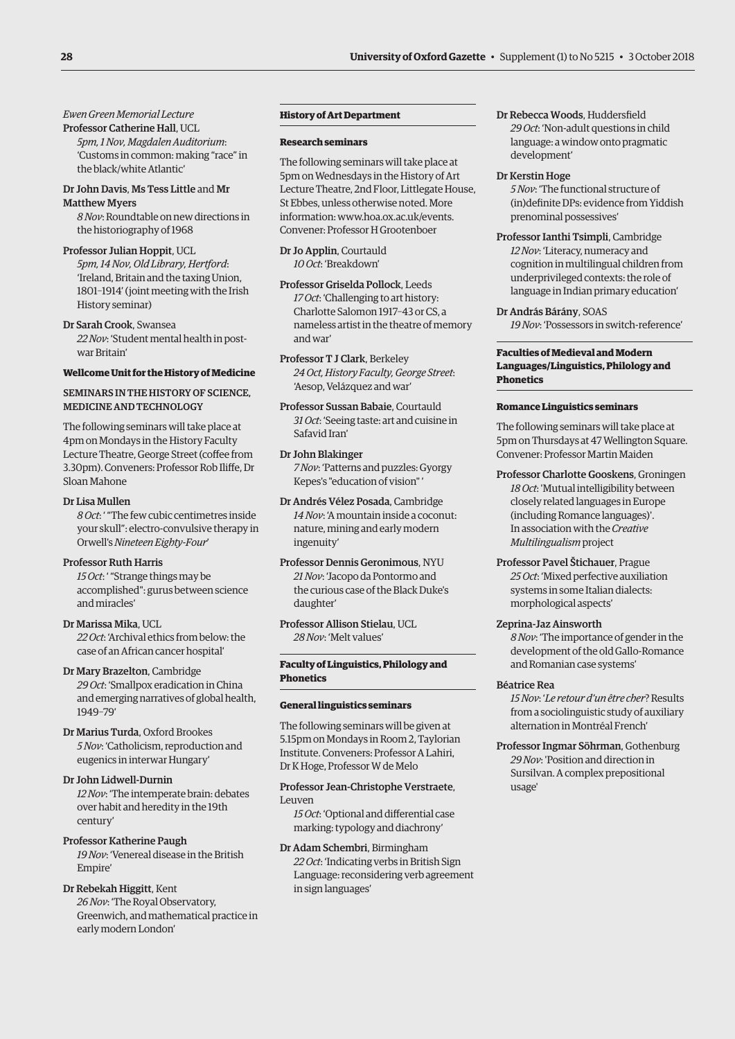*Ewen Green Memorial Lecture*

**Professor Catherine Hall**, UCL

*5pm, 1 Nov, Magdalen Auditorium*: 'Customs in common: making "race" in the black/white Atlantic'

**Dr John Davis**, **Ms Tess Little** and **Mr Matthew Myers**

*8 Nov*: Roundtable on new directions in the historiography of 1968

**Professor Julian Hoppit**, UCL

*5pm, 14 Nov, Old Library, Hertford*: 'Ireland, Britain and the taxing Union, 1801–1914' (joint meeting with the Irish History seminar)

**Dr Sarah Crook**, Swansea

*22 Nov*: 'Student mental health in post-war Britain'

**Wellcome Unit for the History of Medicine**

SEMINARS IN THE HISTORY OF SCIENCE, MEDICINE AND TECHNOLOGY

The following seminars will take place at 4pm on Mondays in the History Faculty Lecture Theatre, George Street (coffee from 3.30pm). Conveners: Professor Rob Iliffe, Dr Sloan Mahone

**Dr Lisa Mullen**

*8 Oct*: ' "The few cubic centimetres inside your skull": electro-convulsive therapy in Orwell's *Nineteen Eighty-Four*'

**Professor Ruth Harris**

*15 Oct*: ' "Strange things may be accomplished": gurus between science and miracles'

**Dr Marissa Mika**, UCL

*22 Oct*: 'Archival ethics from below: the case of an African cancer hospital'

**Dr Mary Brazelton**, Cambridge

*29 Oct*: 'Smallpox eradication in China and emerging narratives of global health, 1949–79'

**Dr Marius Turda**, Oxford Brookes

*5 Nov*: 'Catholicism, reproduction and eugenics in interwar Hungary'

**Dr John Lidwell-Durnin**

*12 Nov*: 'The intemperate brain: debates over habit and heredity in the 19th century'

**Professor Katherine Paugh**

*19 Nov*: 'Venereal disease in the British Empire'

**Dr Rebekah Higgitt**, Kent

*26 Nov*: 'The Royal Observatory, Greenwich, and mathematical practice in early modern London'

## History of Art Department

**Research seminars**

The following seminars will take place at 5pm on Wednesdays in the History of Art Lecture Theatre, 2nd Floor, Littlegate House, St Ebbes, unless otherwise noted. More information: www.hoa.ox.ac.uk/events. Convener: Professor H Grootenboer

**Dr Jo Applin**, Courtauld

*10 Oct*: 'Breakdown'

**Professor Griselda Pollock**, Leeds

*17 Oct*: 'Challenging to art history: Charlotte Salomon 1917–43 or CS, a nameless artist in the theatre of memory and war'

**Professor T J Clark**, Berkeley

*24 Oct, History Faculty, George Street*: 'Aesop, Velázquez and war'

**Professor Sussan Babaie**, Courtauld

*31 Oct*: 'Seeing taste: art and cuisine in Safavid Iran'

**Dr John Blakinger**

*7 Nov*: 'Patterns and puzzles: Gyorgy Kepes's "education of vision" '

**Dr Andrés Vélez Posada**, Cambridge

*14 Nov*: 'A mountain inside a coconut: nature, mining and early modern ingenuity'

**Professor Dennis Geronimous**, NYU

*21 Nov*: 'Jacopo da Pontormo and the curious case of the Black Duke's daughter'

**Professor Allison Stielau**, UCL

*28 Nov*: 'Melt values'

## Faculty of Linguistics, Philology and Phonetics

**General linguistics seminars**

The following seminars will be given at 5.15pm on Mondays in Room 2, Taylorian Institute. Conveners: Professor A Lahiri, Dr K Hoge, Professor W de Melo

**Professor Jean-Christophe Verstraete**, Leuven

*15 Oct*: 'Optional and differential case marking: typology and diachrony'

**Dr Adam Schembri**, Birmingham

*22 Oct*: 'Indicating verbs in British Sign Language: reconsidering verb agreement in sign languages'

**Dr Rebecca Woods**, Huddersfield

*29 Oct*: 'Non-adult questions in child language: a window onto pragmatic development'

**Dr Kerstin Hoge**

*5 Nov*: 'The functional structure of (in)definite DPs: evidence from Yiddish prenominal possessives'

**Professor Ianthi Tsimpli**, Cambridge

*12 Nov*: 'Literacy, numeracy and cognition in multilingual children from underprivileged contexts: the role of language in Indian primary education'

**Dr András Bárány**, SOAS

*19 Nov*: 'Possessors in switch-reference'

## Faculties of Medieval and Modern Languages/Linguistics, Philology and Phonetics

**Romance Linguistics seminars**

The following seminars will take place at 5pm on Thursdays at 47 Wellington Square. Convener: Professor Martin Maiden

**Professor Charlotte Gooskens**, Groningen

*18 Oct*: 'Mutual intelligibility between closely related languages in Europe (including Romance languages)'. In association with the *Creative Multilingualism* project

**Professor Pavel Štichauer**, Prague

*25 Oct*: 'Mixed perfective auxiliation systems in some Italian dialects: morphological aspects'

**Zeprina-Jaz Ainsworth**

*8 Nov*: 'The importance of gender in the development of the old Gallo-Romance and Romanian case systems'

**Béatrice Rea**

*15 Nov*: '*Le retour d'un être cher*? Results from a sociolinguistic study of auxiliary alternation in Montréal French'

**Professor Ingmar Söhrman**, Gothenburg

*29 Nov*: 'Position and direction in Sursilvan. A complex prepositional usage'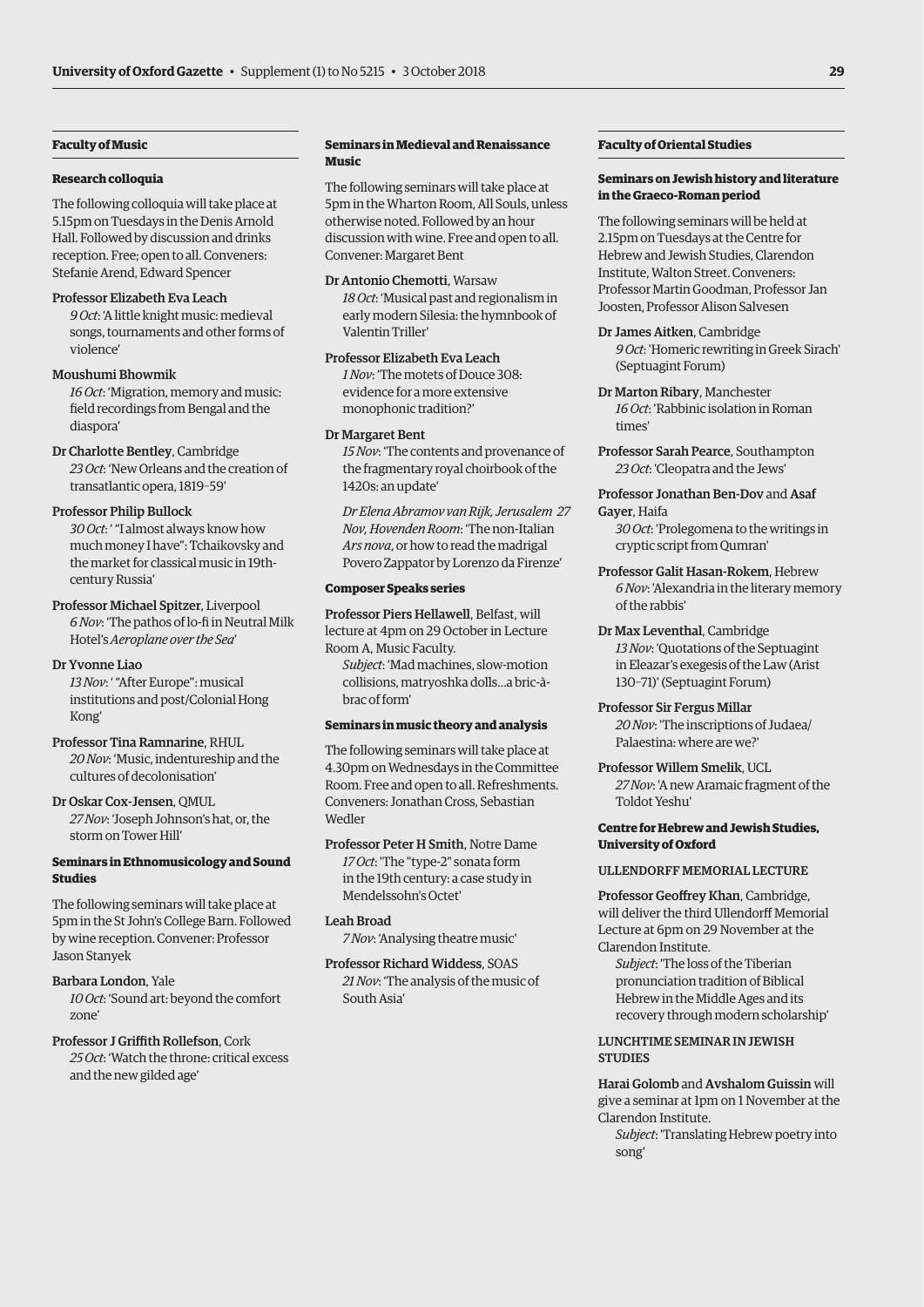## Faculty of Music

### Research colloquia

The following colloquia will take place at 5.15pm on Tuesdays in the Denis Arnold Hall. Followed by discussion and drinks reception. Free; open to all. Conveners: Stefanie Arend, Edward Spencer

Professor Elizabeth Eva Leach
*9 Oct*: 'A little knight music: medieval songs, tournaments and other forms of violence'

Moushumi Bhowmik
*16 Oct*: 'Migration, memory and music: field recordings from Bengal and the diaspora'

**Dr Charlotte Bentley**, Cambridge
*23 Oct*: 'New Orleans and the creation of transatlantic opera, 1819–59'

Professor Philip Bullock
*30 Oct*: ' "I almost always know how much money I have": Tchaikovsky and the market for classical music in 19th-century Russia'

**Professor Michael Spitzer**, Liverpool
*6 Nov*: 'The pathos of lo-fi in Neutral Milk Hotel's *Aeroplane over the Sea*'

Dr Yvonne Liao
*13 Nov*: ' "After Europe": musical institutions and post/Colonial Hong Kong'

**Professor Tina Ramnarine**, RHUL
*20 Nov*: 'Music, indentureship and the cultures of decolonisation'

**Dr Oskar Cox-Jensen**, QMUL
*27 Nov*: 'Joseph Johnson's hat, or, the storm on Tower Hill'

### Seminars in Ethnomusicology and Sound Studies

The following seminars will take place at 5pm in the St John's College Barn. Followed by wine reception. Convener: Professor Jason Stanyek

**Barbara London**, Yale
*10 Oct*: 'Sound art: beyond the comfort zone'

**Professor J Griffith Rollefson**, Cork
*25 Oct*: 'Watch the throne: critical excess and the new gilded age'

### Seminars in Medieval and Renaissance Music

The following seminars will take place at 5pm in the Wharton Room, All Souls, unless otherwise noted. Followed by an hour discussion with wine. Free and open to all. Convener: Margaret Bent

**Dr Antonio Chemotti**, Warsaw
*18 Oct*: 'Musical past and regionalism in early modern Silesia: the hymnbook of Valentin Triller'

Professor Elizabeth Eva Leach
*1 Nov*: 'The motets of Douce 308: evidence for a more extensive monophonic tradition?'

Dr Margaret Bent
*15 Nov*: 'The contents and provenance of the fragmentary royal choirbook of the 1420s: an update'

*Dr Elena Abramov van Rijk, Jerusalem 27 Nov, Hovenden Room*: 'The non-Italian *Ars nova*, or how to read the madrigal Povero Zappator by Lorenzo da Firenze'

### Composer Speaks series

**Professor Piers Hellawell**, Belfast, will lecture at 4pm on 29 October in Lecture Room A, Music Faculty.
*Subject*: 'Mad machines, slow-motion collisions, matryoshka dolls…a bric-à-brac of form'

### Seminars in music theory and analysis

The following seminars will take place at 4.30pm on Wednesdays in the Committee Room. Free and open to all. Refreshments. Conveners: Jonathan Cross, Sebastian Wedler

**Professor Peter H Smith**, Notre Dame
*17 Oct*: 'The "type-2" sonata form in the 19th century: a case study in Mendelssohn's Octet'

Leah Broad
*7 Nov*: 'Analysing theatre music'

**Professor Richard Widdess**, SOAS
*21 Nov*: 'The analysis of the music of South Asia'

## Faculty of Oriental Studies

### Seminars on Jewish history and literature in the Graeco-Roman period

The following seminars will be held at 2.15pm on Tuesdays at the Centre for Hebrew and Jewish Studies, Clarendon Institute, Walton Street. Conveners: Professor Martin Goodman, Professor Jan Joosten, Professor Alison Salvesen

**Dr James Aitken**, Cambridge
*9 Oct*: 'Homeric rewriting in Greek Sirach' (Septuagint Forum)

**Dr Marton Ribary**, Manchester
*16 Oct*: 'Rabbinic isolation in Roman times'

**Professor Sarah Pearce**, Southampton
*23 Oct*: 'Cleopatra and the Jews'

**Professor Jonathan Ben-Dov** and **Asaf Gayer**, Haifa
*30 Oct*: 'Prolegomena to the writings in cryptic script from Qumran'

**Professor Galit Hasan-Rokem**, Hebrew
*6 Nov*: 'Alexandria in the literary memory of the rabbis'

**Dr Max Leventhal**, Cambridge
*13 Nov*: 'Quotations of the Septuagint in Eleazar's exegesis of the Law (Arist 130–71)' (Septuagint Forum)

Professor Sir Fergus Millar
*20 Nov*: 'The inscriptions of Judaea/ Palaestina: where are we?'

**Professor Willem Smelik**, UCL
*27 Nov*: 'A new Aramaic fragment of the Toldot Yeshu'

### Centre for Hebrew and Jewish Studies, University of Oxford

#### ULLENDORFF MEMORIAL LECTURE

**Professor Geoffrey Khan**, Cambridge, will deliver the third Ullendorff Memorial Lecture at 6pm on 29 November at the Clarendon Institute.
*Subject*: 'The loss of the Tiberian pronunciation tradition of Biblical Hebrew in the Middle Ages and its recovery through modern scholarship'

#### LUNCHTIME SEMINAR IN JEWISH STUDIES

**Harai Golomb** and **Avshalom Guissin** will give a seminar at 1pm on 1 November at the Clarendon Institute.
*Subject*: 'Translating Hebrew poetry into song'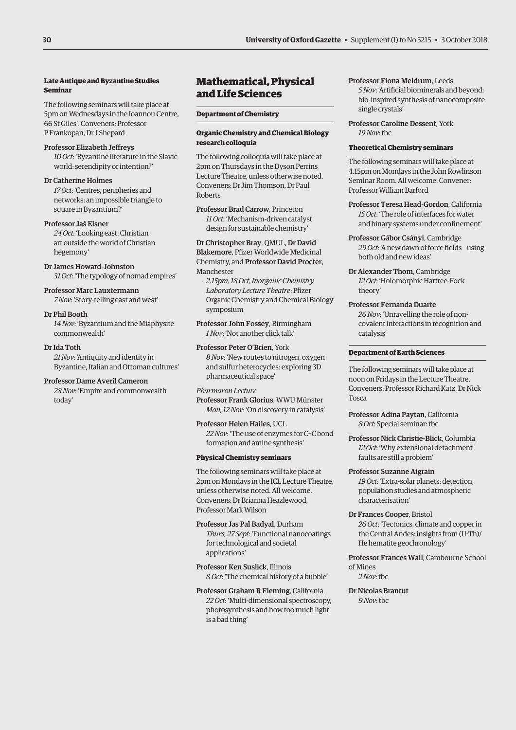#### Late Antique and Byzantine Studies Seminar

The following seminars will take place at 5pm on Wednesdays in the Ioannou Centre, 66 St Giles'. Conveners: Professor P Frankopan, Dr J Shepard

Professor Elizabeth Jeffreys
*10 Oct*: 'Byzantine literature in the Slavic world: serendipity or intention?'

Dr Catherine Holmes
*17 Oct*: 'Centres, peripheries and networks: an impossible triangle to square in Byzantium?'

Professor Jaś Elsner
*24 Oct*: 'Looking east: Christian art outside the world of Christian hegemony'

Dr James Howard-Johnston
*31 Oct*: 'The typology of nomad empires'

Professor Marc Lauxtermann
*7 Nov*: 'Story-telling east and west'

Dr Phil Booth
*14 Nov*: 'Byzantium and the Miaphysite commonwealth'

Dr Ida Toth
*21 Nov*: 'Antiquity and identity in Byzantine, Italian and Ottoman cultures'

Professor Dame Averil Cameron
*28 Nov*: 'Empire and commonwealth today'

## Mathematical, Physical and Life Sciences

### Department of Chemistry

#### Organic Chemistry and Chemical Biology research colloquia

The following colloquia will take place at 2pm on Thursdays in the Dyson Perrins Lecture Theatre, unless otherwise noted. Conveners: Dr Jim Thomson, Dr Paul Roberts

**Professor Brad Carrow**, Princeton
*11 Oct*: 'Mechanism-driven catalyst design for sustainable chemistry'

**Dr Christopher Bray**, QMUL, **Dr David Blakemore**, Pfizer Worldwide Medicinal Chemistry, and **Professor David Procter**, Manchester
*2.15pm, 18 Oct, Inorganic Chemistry Laboratory Lecture Theatre*: Pfizer Organic Chemistry and Chemical Biology symposium

**Professor John Fossey**, Birmingham
*1 Nov*: 'Not another click talk'

**Professor Peter O'Brien**, York
*8 Nov*: 'New routes to nitrogen, oxygen and sulfur heterocycles: exploring 3D pharmaceutical space'

*Pharmaron Lecture*
**Professor Frank Glorius**, WWU Münster
*Mon, 12 Nov*: 'On discovery in catalysis'

**Professor Helen Hailes**, UCL
*22 Nov*: 'The use of enzymes for C–C bond formation and amine synthesis'

#### Physical Chemistry seminars

The following seminars will take place at 2pm on Mondays in the ICL Lecture Theatre, unless otherwise noted. All welcome. Conveners: Dr Brianna Heazlewood, Professor Mark Wilson

**Professor Jas Pal Badyal**, Durham
*Thurs, 27 Sept*: 'Functional nanocoatings for technological and societal applications'

**Professor Ken Suslick**, Illinois
*8 Oct*: 'The chemical history of a bubble'

**Professor Graham R Fleming**, California
*22 Oct*: 'Multi-dimensional spectroscopy, photosynthesis and how too much light is a bad thing'

**Professor Fiona Meldrum**, Leeds
*5 Nov*: 'Artificial biominerals and beyond: bio-inspired synthesis of nanocomposite single crystals'

**Professor Caroline Dessent**, York
*19 Nov*: tbc

#### Theoretical Chemistry seminars

The following seminars will take place at 4.15pm on Mondays in the John Rowlinson Seminar Room. All welcome. Convener: Professor William Barford

**Professor Teresa Head-Gordon**, California
*15 Oct*: 'The role of interfaces for water and binary systems under confinement'

**Professor Gábor Csányi**, Cambridge
*29 Oct*: 'A new dawn of force fields – using both old and new ideas'

**Dr Alexander Thom**, Cambridge
*12 Oct*: 'Holomorphic Hartree-Fock theory'

**Professor Fernanda Duarte**
*26 Nov*: 'Unravelling the role of non-covalent interactions in recognition and catalysis'

### Department of Earth Sciences

The following seminars will take place at noon on Fridays in the Lecture Theatre. Conveners: Professor Richard Katz, Dr Nick Tosca

**Professor Adina Paytan**, California
*8 Oct*: Special seminar: tbc

**Professor Nick Christie-Blick**, Columbia
*12 Oct*: 'Why extensional detachment faults are still a problem'

**Professor Suzanne Aigrain**
*19 Oct*: 'Extra-solar planets: detection, population studies and atmospheric characterisation'

**Dr Frances Cooper**, Bristol
*26 Oct*: 'Tectonics, climate and copper in the Central Andes: insights from (U-Th)/He hematite geochronology'

**Professor Frances Wall**, Cambourne School of Mines
*2 Nov*: tbc

**Dr Nicolas Brantut**
*9 Nov*: tbc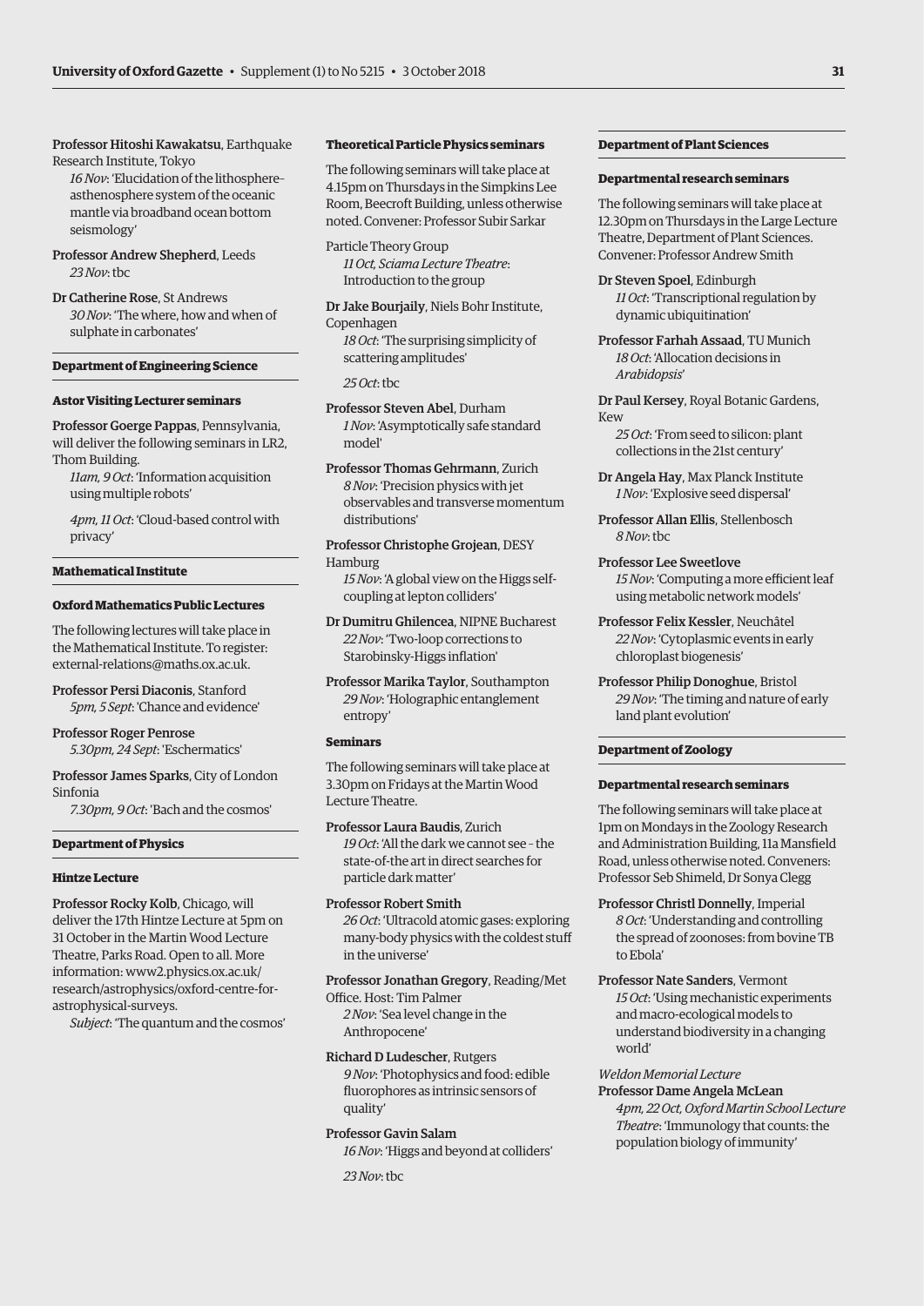Professor Hitoshi Kawakatsu, Earthquake Research Institute, Tokyo
*16 Nov*: 'Elucidation of the lithosphere–asthenosphere system of the oceanic mantle via broadband ocean bottom seismology'

Professor Andrew Shepherd, Leeds
*23 Nov*: tbc

Dr Catherine Rose, St Andrews
*30 Nov*: 'The where, how and when of sulphate in carbonates'

## Department of Engineering Science

### Astor Visiting Lecturer seminars

Professor Goerge Pappas, Pennsylvania, will deliver the following seminars in LR2, Thom Building.

*11am, 9 Oct*: 'Information acquisition using multiple robots'

*4pm, 11 Oct*: 'Cloud-based control with privacy'

## Mathematical Institute

### Oxford Mathematics Public Lectures

The following lectures will take place in the Mathematical Institute. To register: external-relations@maths.ox.ac.uk.

Professor Persi Diaconis, Stanford
*5pm, 5 Sept*: 'Chance and evidence'

Professor Roger Penrose
*5.30pm, 24 Sept*: 'Eschermatics'

Professor James Sparks, City of London Sinfonia
*7.30pm, 9 Oct*: 'Bach and the cosmos'

## Department of Physics

### Hintze Lecture

Professor Rocky Kolb, Chicago, will deliver the 17th Hintze Lecture at 5pm on 31 October in the Martin Wood Lecture Theatre, Parks Road. Open to all. More information: www2.physics.ox.ac.uk/research/astrophysics/oxford-centre-for-astrophysical-surveys.

*Subject*: 'The quantum and the cosmos'

### Theoretical Particle Physics seminars

The following seminars will take place at 4.15pm on Thursdays in the Simpkins Lee Room, Beecroft Building, unless otherwise noted. Convener: Professor Subir Sarkar

Particle Theory Group
*11 Oct, Sciama Lecture Theatre*: Introduction to the group

Dr Jake Bourjaily, Niels Bohr Institute, Copenhagen
*18 Oct*: 'The surprising simplicity of scattering amplitudes'

*25 Oct*: tbc

Professor Steven Abel, Durham
*1 Nov*: 'Asymptotically safe standard model'

Professor Thomas Gehrmann, Zurich
*8 Nov*: 'Precision physics with jet observables and transverse momentum distributions'

Professor Christophe Grojean, DESY Hamburg
*15 Nov*: 'A global view on the Higgs self-coupling at lepton colliders'

Dr Dumitru Ghilencea, NIPNE Bucharest
*22 Nov*: 'Two-loop corrections to Starobinsky-Higgs inflation'

Professor Marika Taylor, Southampton
*29 Nov*: 'Holographic entanglement entropy'

### Seminars

The following seminars will take place at 3.30pm on Fridays at the Martin Wood Lecture Theatre.

Professor Laura Baudis, Zurich
*19 Oct*: 'All the dark we cannot see – the state-of-the art in direct searches for particle dark matter'

Professor Robert Smith
*26 Oct*: 'Ultracold atomic gases: exploring many-body physics with the coldest stuff in the universe'

Professor Jonathan Gregory, Reading/Met Office. Host: Tim Palmer
*2 Nov*: 'Sea level change in the Anthropocene'

Richard D Ludescher, Rutgers
*9 Nov*: 'Photophysics and food: edible fluorophores as intrinsic sensors of quality'

Professor Gavin Salam
*16 Nov*: 'Higgs and beyond at colliders'

*23 Nov*: tbc

## Department of Plant Sciences

### Departmental research seminars

The following seminars will take place at 12.30pm on Thursdays in the Large Lecture Theatre, Department of Plant Sciences. Convener: Professor Andrew Smith

Dr Steven Spoel, Edinburgh
*11 Oct*: 'Transcriptional regulation by dynamic ubiquitination'

Professor Farhah Assaad, TU Munich
*18 Oct*: 'Allocation decisions in *Arabidopsis*'

Dr Paul Kersey, Royal Botanic Gardens, Kew
*25 Oct*: 'From seed to silicon: plant collections in the 21st century'

Dr Angela Hay, Max Planck Institute
*1 Nov*: 'Explosive seed dispersal'

Professor Allan Ellis, Stellenbosch
*8 Nov*: tbc

Professor Lee Sweetlove
*15 Nov*: 'Computing a more efficient leaf using metabolic network models'

Professor Felix Kessler, Neuchâtel
*22 Nov*: 'Cytoplasmic events in early chloroplast biogenesis'

Professor Philip Donoghue, Bristol
*29 Nov*: 'The timing and nature of early land plant evolution'

## Department of Zoology

### Departmental research seminars

The following seminars will take place at 1pm on Mondays in the Zoology Research and Administration Building, 11a Mansfield Road, unless otherwise noted. Conveners: Professor Seb Shimeld, Dr Sonya Clegg

Professor Christl Donnelly, Imperial
*8 Oct*: 'Understanding and controlling the spread of zoonoses: from bovine TB to Ebola'

Professor Nate Sanders, Vermont
*15 Oct*: 'Using mechanistic experiments and macro-ecological models to understand biodiversity in a changing world'

*Weldon Memorial Lecture*
Professor Dame Angela McLean
*4pm, 22 Oct, Oxford Martin School Lecture Theatre*: 'Immunology that counts: the population biology of immunity'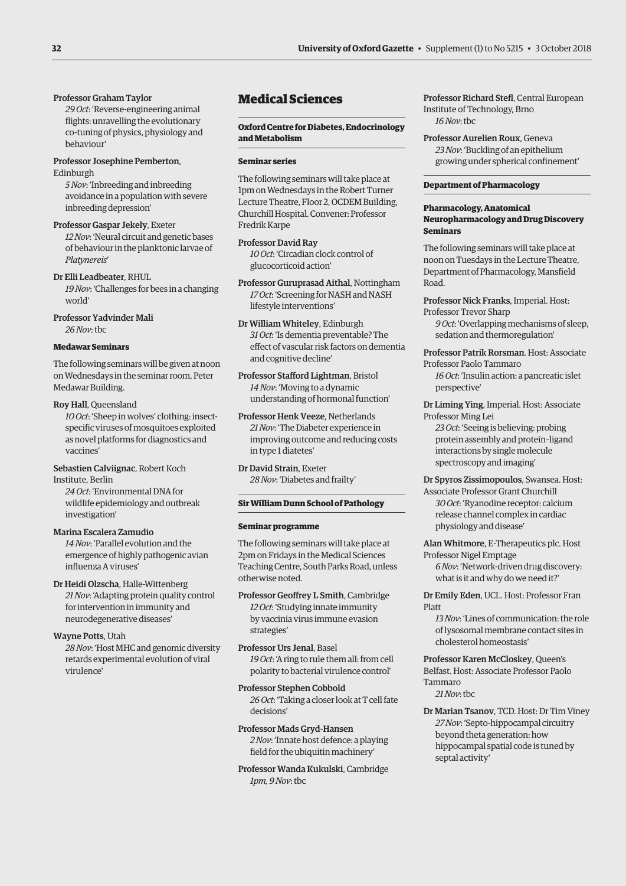Professor Graham Taylor
*29 Oct*: 'Reverse-engineering animal flights: unravelling the evolutionary co-tuning of physics, physiology and behaviour'

Professor Josephine Pemberton, Edinburgh
*5 Nov*: 'Inbreeding and inbreeding avoidance in a population with severe inbreeding depression'

Professor Gaspar Jekely, Exeter
*12 Nov*: 'Neural circuit and genetic bases of behaviour in the planktonic larvae of *Platynereis*'

Dr Elli Leadbeater, RHUL
*19 Nov*: 'Challenges for bees in a changing world'

Professor Yadvinder Mali
*26 Nov*: tbc

**Medawar Seminars**

The following seminars will be given at noon on Wednesdays in the seminar room, Peter Medawar Building.

Roy Hall, Queensland
*10 Oct*: 'Sheep in wolves' clothing: insect-specific viruses of mosquitoes exploited as novel platforms for diagnostics and vaccines'

Sebastien Calviignac, Robert Koch Institute, Berlin
*24 Oct*: 'Environmental DNA for wildlife epidemiology and outbreak investigation'

Marina Escalera Zamudio
*14 Nov*: 'Parallel evolution and the emergence of highly pathogenic avian influenza A viruses'

Dr Heidi Olzscha, Halle-Wittenberg
*21 Nov*: 'Adapting protein quality control for intervention in immunity and neurodegenerative diseases'

Wayne Potts, Utah
*28 Nov*: 'Host MHC and genomic diversity retards experimental evolution of viral virulence'

# Medical Sciences

**Oxford Centre for Diabetes, Endocrinology and Metabolism**

**Seminar series**

The following seminars will take place at 1pm on Wednesdays in the Robert Turner Lecture Theatre, Floor 2, OCDEM Building, Churchill Hospital. Convener: Professor Fredrik Karpe

**Professor David Ray**
*10 Oct*: 'Circadian clock control of glucocorticoid action'

**Professor Guruprasad Aithal**, Nottingham
*17 Oct*: 'Screening for NASH and NASH lifestyle interventions'

**Dr William Whiteley**, Edinburgh
*31 Oct*: 'Is dementia preventable? The effect of vascular risk factors on dementia and cognitive decline'

**Professor Stafford Lightman**, Bristol
*14 Nov*: 'Moving to a dynamic understanding of hormonal function'

**Professor Henk Veeze**, Netherlands
*21 Nov*: 'The Diabeter experience in improving outcome and reducing costs in type 1 diatetes'

**Dr David Strain**, Exeter
*28 Nov*: 'Diabetes and frailty'

**Sir William Dunn School of Pathology**

**Seminar programme**

The following seminars will take place at 2pm on Fridays in the Medical Sciences Teaching Centre, South Parks Road, unless otherwise noted.

**Professor Geoffrey L Smith**, Cambridge
*12 Oct*: 'Studying innate immunity by vaccinia virus immune evasion strategies'

**Professor Urs Jenal**, Basel
*19 Oct*: 'A ring to rule them all: from cell polarity to bacterial virulence control'

**Professor Stephen Cobbold**
*26 Oct*: 'Taking a closer look at T cell fate decisions'

**Professor Mads Gryd-Hansen**
*2 Nov*: 'Innate host defence: a playing field for the ubiquitin machinery'

**Professor Wanda Kukulski**, Cambridge
*1pm, 9 Nov*: tbc

**Professor Richard Stefl**, Central European Institute of Technology, Brno
*16 Nov*: tbc

**Professor Aurelien Roux**, Geneva
*23 Nov*: 'Buckling of an epithelium growing under spherical confinement'

**Department of Pharmacology**

**Pharmacology, Anatomical Neuropharmacology and Drug Discovery Seminars**

The following seminars will take place at noon on Tuesdays in the Lecture Theatre, Department of Pharmacology, Mansfield Road.

**Professor Nick Franks**, Imperial. Host: Professor Trevor Sharp
*9 Oct*: 'Overlapping mechanisms of sleep, sedation and thermoregulation'

**Professor Patrik Rorsman**. Host: Associate Professor Paolo Tammaro
*16 Oct*: 'Insulin action: a pancreatic islet perspective'

**Dr Liming Ying**, Imperial. Host: Associate Professor Ming Lei
*23 Oct*: 'Seeing is believing: probing protein assembly and protein–ligand interactions by single molecule spectroscopy and imaging'

**Dr Spyros Zissimopoulos**, Swansea. Host: Associate Professor Grant Churchill
*30 Oct*: 'Ryanodine receptor: calcium release channel complex in cardiac physiology and disease'

**Alan Whitmore**, E-Therapeutics plc. Host Professor Nigel Emptage
*6 Nov*: 'Network-driven drug discovery: what is it and why do we need it?'

**Dr Emily Eden**, UCL. Host: Professor Fran Platt
*13 Nov*: 'Lines of communication: the role of lysosomal membrane contact sites in cholesterol homeostasis'

**Professor Karen McCloskey**, Queen's Belfast. Host: Associate Professor Paolo Tammaro
*21 Nov*: tbc

**Dr Marian Tsanov**, TCD. Host: Dr Tim Viney
*27 Nov*: 'Septo-hippocampal circuitry beyond theta generation: how hippocampal spatial code is tuned by septal activity'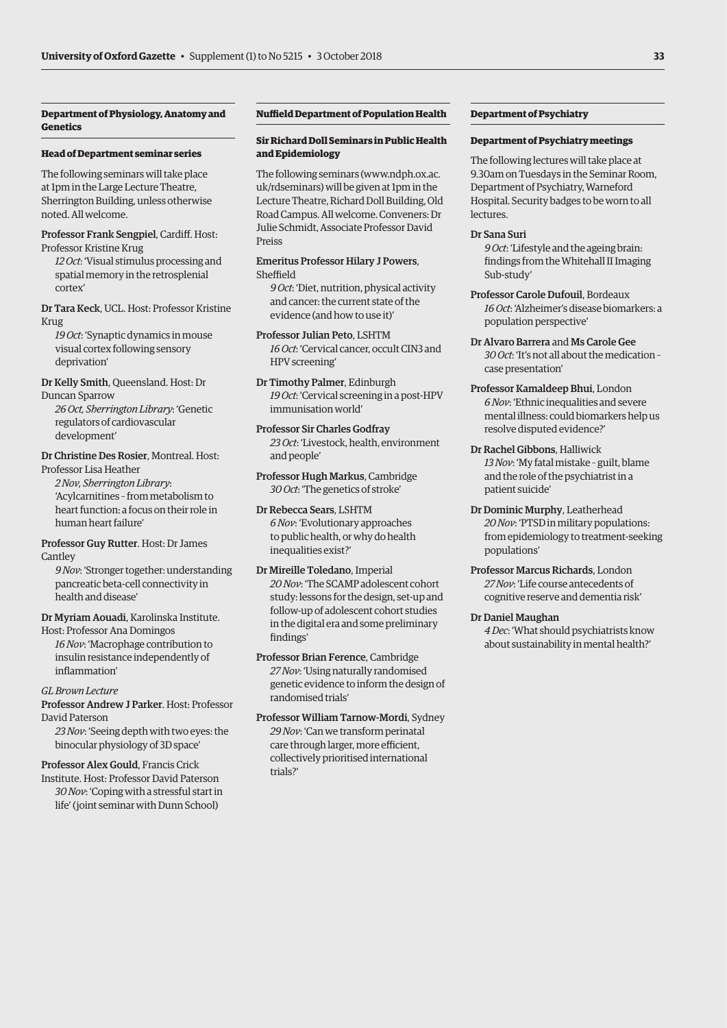## Department of Physiology, Anatomy and Genetics

### Head of Department seminar series

The following seminars will take place at 1pm in the Large Lecture Theatre, Sherrington Building, unless otherwise noted. All welcome.

Professor Frank Sengpiel, Cardiff. Host: Professor Kristine Krug
*12 Oct*: 'Visual stimulus processing and spatial memory in the retrosplenial cortex'

Dr Tara Keck, UCL. Host: Professor Kristine Krug
*19 Oct*: 'Synaptic dynamics in mouse visual cortex following sensory deprivation'

Dr Kelly Smith, Queensland. Host: Dr Duncan Sparrow
*26 Oct, Sherrington Library*: 'Genetic regulators of cardiovascular development'

Dr Christine Des Rosier, Montreal. Host: Professor Lisa Heather
*2 Nov, Sherrington Library*: 'Acylcarnitines – from metabolism to heart function: a focus on their role in human heart failure'

Professor Guy Rutter. Host: Dr James Cantley
*9 Nov*: 'Stronger together: understanding pancreatic beta-cell connectivity in health and disease'

Dr Myriam Aouadi, Karolinska Institute. Host: Professor Ana Domingos
*16 Nov*: 'Macrophage contribution to insulin resistance independently of inflammation'

*GL Brown Lecture*

Professor Andrew J Parker. Host: Professor David Paterson
*23 Nov*: 'Seeing depth with two eyes: the binocular physiology of 3D space'

Professor Alex Gould, Francis Crick Institute. Host: Professor David Paterson
*30 Nov*: 'Coping with a stressful start in life' (joint seminar with Dunn School)

## Nuffield Department of Population Health

### Sir Richard Doll Seminars in Public Health and Epidemiology

The following seminars (www.ndph.ox.ac.uk/rdseminars) will be given at 1pm in the Lecture Theatre, Richard Doll Building, Old Road Campus. All welcome. Conveners: Dr Julie Schmidt, Associate Professor David Preiss

Emeritus Professor Hilary J Powers, Sheffield
*9 Oct*: 'Diet, nutrition, physical activity and cancer: the current state of the evidence (and how to use it)'

Professor Julian Peto, LSHTM
*16 Oct*: 'Cervical cancer, occult CIN3 and HPV screening'

Dr Timothy Palmer, Edinburgh
*19 Oct*: 'Cervical screening in a post-HPV immunisation world'

Professor Sir Charles Godfray
*23 Oct*: 'Livestock, health, environment and people'

Professor Hugh Markus, Cambridge
*30 Oct*: 'The genetics of stroke'

Dr Rebecca Sears, LSHTM
*6 Nov*: 'Evolutionary approaches to public health, or why do health inequalities exist?'

Dr Mireille Toledano, Imperial
*20 Nov*: 'The SCAMP adolescent cohort study: lessons for the design, set-up and follow-up of adolescent cohort studies in the digital era and some preliminary findings'

Professor Brian Ference, Cambridge
*27 Nov*: 'Using naturally randomised genetic evidence to inform the design of randomised trials'

Professor William Tarnow-Mordi, Sydney
*29 Nov*: 'Can we transform perinatal care through larger, more efficient, collectively prioritised international trials?'

## Department of Psychiatry

### Department of Psychiatry meetings

The following lectures will take place at 9.30am on Tuesdays in the Seminar Room, Department of Psychiatry, Warneford Hospital. Security badges to be worn to all lectures.

Dr Sana Suri
*9 Oct*: 'Lifestyle and the ageing brain: findings from the Whitehall II Imaging Sub-study'

Professor Carole Dufouil, Bordeaux
*16 Oct*: 'Alzheimer's disease biomarkers: a population perspective'

Dr Alvaro Barrera and Ms Carole Gee
*30 Oct*: 'It's not all about the medication – case presentation'

Professor Kamaldeep Bhui, London
*6 Nov*: 'Ethnic inequalities and severe mental illness: could biomarkers help us resolve disputed evidence?'

Dr Rachel Gibbons, Halliwick
*13 Nov*: 'My fatal mistake – guilt, blame and the role of the psychiatrist in a patient suicide'

Dr Dominic Murphy, Leatherhead
*20 Nov*: 'PTSD in military populations: from epidemiology to treatment-seeking populations'

Professor Marcus Richards, London
*27 Nov*: 'Life course antecedents of cognitive reserve and dementia risk'

Dr Daniel Maughan
*4 Dec*: 'What should psychiatrists know about sustainability in mental health?'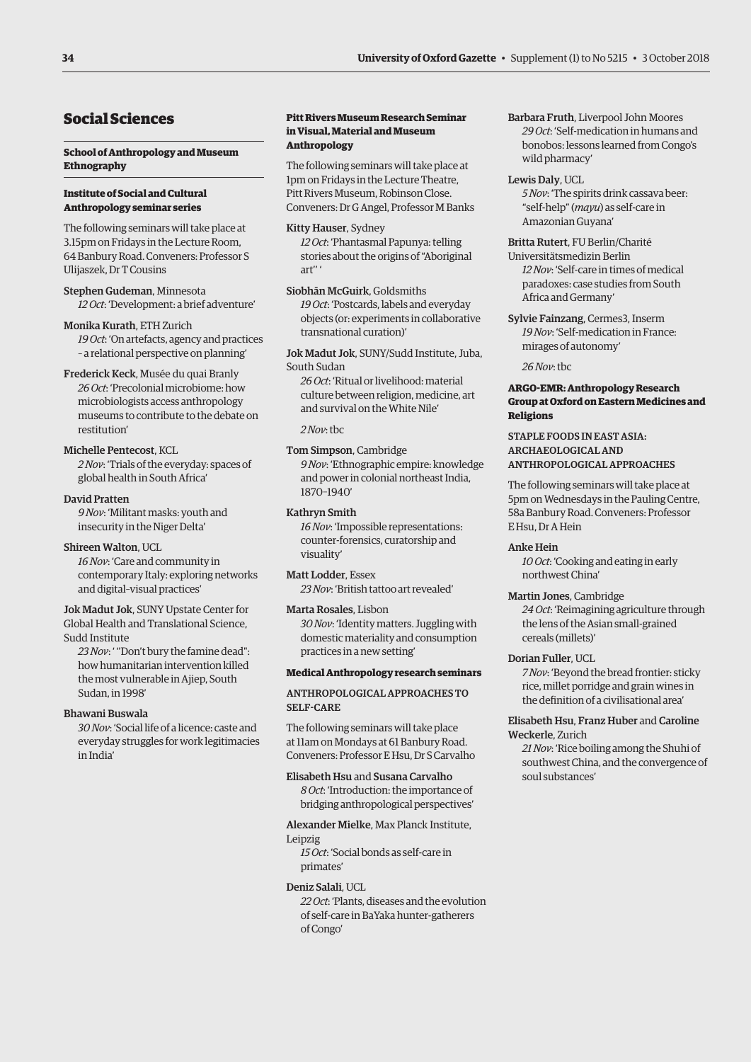## Social Sciences

### School of Anthropology and Museum Ethnography

#### Institute of Social and Cultural Anthropology seminar series

The following seminars will take place at 3.15pm on Fridays in the Lecture Room, 64 Banbury Road. Conveners: Professor S Ulijaszek, Dr T Cousins

Stephen Gudeman, Minnesota
*12 Oct*: 'Development: a brief adventure'

Monika Kurath, ETH Zurich
*19 Oct*: 'On artefacts, agency and practices – a relational perspective on planning'

Frederick Keck, Musée du quai Branly
*26 Oct*: 'Precolonial microbiome: how microbiologists access anthropology museums to contribute to the debate on restitution'

Michelle Pentecost, KCL
*2 Nov*: 'Trials of the everyday: spaces of global health in South Africa'

David Pratten
*9 Nov*: 'Militant masks: youth and insecurity in the Niger Delta'

Shireen Walton, UCL
*16 Nov*: 'Care and community in contemporary Italy: exploring networks and digital-visual practices'

Jok Madut Jok, SUNY Upstate Center for Global Health and Translational Science, Sudd Institute
*23 Nov*: ' "Don't bury the famine dead": how humanitarian intervention killed the most vulnerable in Ajiep, South Sudan, in 1998'

Bhawani Buswala
*30 Nov*: 'Social life of a licence: caste and everyday struggles for work legitimacies in India'

#### Pitt Rivers Museum Research Seminar in Visual, Material and Museum Anthropology

The following seminars will take place at 1pm on Fridays in the Lecture Theatre, Pitt Rivers Museum, Robinson Close. Conveners: Dr G Angel, Professor M Banks

Kitty Hauser, Sydney
*12 Oct*: 'Phantasmal Papunya: telling stories about the origins of "Aboriginal art" '

Siobhān McGuirk, Goldsmiths
*19 Oct*: 'Postcards, labels and everyday objects (or: experiments in collaborative transnational curation)'

Jok Madut Jok, SUNY/Sudd Institute, Juba, South Sudan
*26 Oct*: 'Ritual or livelihood: material culture between religion, medicine, art and survival on the White Nile'

*2 Nov*: tbc

Tom Simpson, Cambridge
*9 Nov*: 'Ethnographic empire: knowledge and power in colonial northeast India, 1870–1940'

Kathryn Smith
*16 Nov*: 'Impossible representations: counter-forensics, curatorship and visuality'

Matt Lodder, Essex
*23 Nov*: 'British tattoo art revealed'

Marta Rosales, Lisbon
*30 Nov*: 'Identity matters. Juggling with domestic materiality and consumption practices in a new setting'

#### Medical Anthropology research seminars

ANTHROPOLOGICAL APPROACHES TO SELF-CARE

The following seminars will take place at 11am on Mondays at 61 Banbury Road. Conveners: Professor E Hsu, Dr S Carvalho

Elisabeth Hsu and Susana Carvalho
*8 Oct*: 'Introduction: the importance of bridging anthropological perspectives'

Alexander Mielke, Max Planck Institute, Leipzig
*15 Oct*: 'Social bonds as self-care in primates'

Deniz Salali, UCL
*22 Oct*: 'Plants, diseases and the evolution of self-care in BaYaka hunter-gatherers of Congo'

Barbara Fruth, Liverpool John Moores
*29 Oct*: 'Self-medication in humans and bonobos: lessons learned from Congo's wild pharmacy'

Lewis Daly, UCL
*5 Nov*: 'The spirits drink cassava beer: "self-help" (*mayu*) as self-care in Amazonian Guyana'

Britta Rutert, FU Berlin/Charité Universitätsmedizin Berlin
*12 Nov*: 'Self-care in times of medical paradoxes: case studies from South Africa and Germany'

Sylvie Fainzang, Cermes3, Inserm
*19 Nov*: 'Self-medication in France: mirages of autonomy'

*26 Nov*: tbc

#### ARGO-EMR: Anthropology Research Group at Oxford on Eastern Medicines and Religions

STAPLE FOODS IN EAST ASIA: ARCHAEOLOGICAL AND ANTHROPOLOGICAL APPROACHES

The following seminars will take place at 5pm on Wednesdays in the Pauling Centre, 58a Banbury Road. Conveners: Professor E Hsu, Dr A Hein

Anke Hein
*10 Oct*: 'Cooking and eating in early northwest China'

Martin Jones, Cambridge
*24 Oct*: 'Reimagining agriculture through the lens of the Asian small-grained cereals (millets)'

Dorian Fuller, UCL
*7 Nov*: 'Beyond the bread frontier: sticky rice, millet porridge and grain wines in the definition of a civilisational area'

Elisabeth Hsu, Franz Huber and Caroline Weckerle, Zurich
*21 Nov*: 'Rice boiling among the Shuhi of southwest China, and the convergence of soul substances'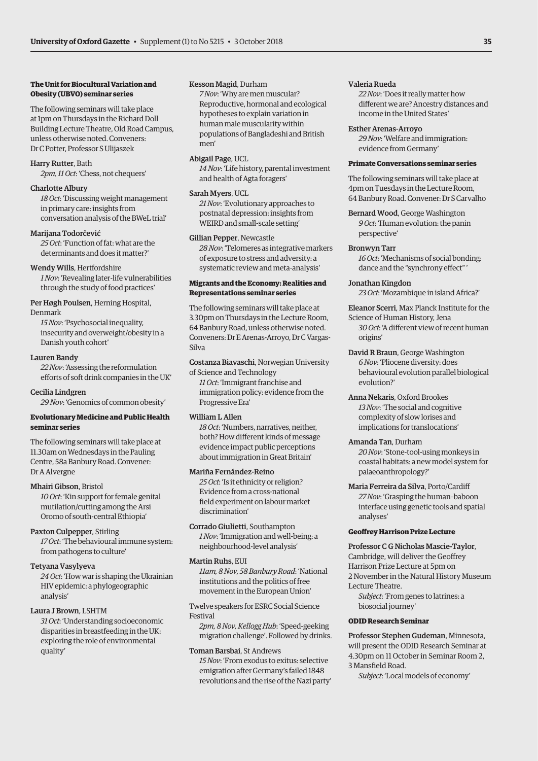#### The Unit for Biocultural Variation and Obesity (UBVO) seminar series

The following seminars will take place at 1pm on Thursdays in the Richard Doll Building Lecture Theatre, Old Road Campus, unless otherwise noted. Conveners: Dr C Potter, Professor S Ulijaszek

Harry Rutter, Bath
*2pm, 11 Oct*: 'Chess, not chequers'

Charlotte Albury
*18 Oct*: 'Discussing weight management in primary care: insights from conversation analysis of the BWeL trial'

Marijana Todorčević
*25 Oct*: 'Function of fat: what are the determinants and does it matter?'

Wendy Wills, Hertfordshire
*1 Nov*: 'Revealing later-life vulnerabilities through the study of food practices'

Per Høgh Poulsen, Herning Hospital, Denmark
*15 Nov*: 'Psychosocial inequality, insecurity and overweight/obesity in a Danish youth cohort'

Lauren Bandy
*22 Nov*: 'Assessing the reformulation efforts of soft drink companies in the UK'

Cecilia Lindgren
*29 Nov*: 'Genomics of common obesity'

#### Evolutionary Medicine and Public Health seminar series

The following seminars will take place at 11.30am on Wednesdays in the Pauling Centre, 58a Banbury Road. Convener: Dr A Alvergne

Mhairi Gibson, Bristol
*10 Oct*: 'Kin support for female genital mutilation/cutting among the Arsi Oromo of south-central Ethiopia'

Paxton Culpepper, Stirling
*17 Oct*: 'The behavioural immune system: from pathogens to culture'

Tetyana Vasylyeva
*24 Oct*: 'How war is shaping the Ukrainian HIV epidemic: a phylogeographic analysis'

Laura J Brown, LSHTM
*31 Oct*: 'Understanding socioeconomic disparities in breastfeeding in the UK: exploring the role of environmental quality'

Kesson Magid, Durham
*7 Nov*: 'Why are men muscular? Reproductive, hormonal and ecological hypotheses to explain variation in human male muscularity within populations of Bangladeshi and British men'

Abigail Page, UCL
*14 Nov*: 'Life history, parental investment and health of Agta foragers'

Sarah Myers, UCL
*21 Nov*: 'Evolutionary approaches to postnatal depression: insights from WEIRD and small-scale setting'

Gillian Pepper, Newcastle
*28 Nov*: 'Telomeres as integrative markers of exposure to stress and adversity: a systematic review and meta-analysis'

#### Migrants and the Economy: Realities and Representations seminar series

The following seminars will take place at 3.30pm on Thursdays in the Lecture Room, 64 Banbury Road, unless otherwise noted. Conveners: Dr E Arenas-Arroyo, Dr C Vargas-Silva

Costanza Biavaschi, Norwegian University of Science and Technology
*11 Oct*: 'Immigrant franchise and immigration policy: evidence from the Progressive Era'

William L Allen
*18 Oct*: 'Numbers, narratives, neither, both? How different kinds of message evidence impact public perceptions about immigration in Great Britain'

Mariña Fernández-Reino
*25 Oct*: 'Is it ethnicity or religion? Evidence from a cross-national field experiment on labour market discrimination'

Corrado Giulietti, Southampton
*1 Nov*: 'Immigration and well-being: a neighbourhood-level analysis'

Martin Ruhs, EUI
*11am, 8 Nov, 58 Banbury Road*: 'National institutions and the politics of free movement in the European Union'

Twelve speakers for ESRC Social Science Festival
*2pm, 8 Nov, Kellogg Hub*: 'Speed-geeking migration challenge'. Followed by drinks.

Toman Barsbai, St Andrews
*15 Nov*: 'From exodus to exitus: selective emigration after Germany's failed 1848 revolutions and the rise of the Nazi party'

Valeria Rueda
*22 Nov*: 'Does it really matter how different we are? Ancestry distances and income in the United States'

Esther Arenas-Arroyo
*29 Nov*: 'Welfare and immigration: evidence from Germany'

#### Primate Conversations seminar series

The following seminars will take place at 4pm on Tuesdays in the Lecture Room, 64 Banbury Road. Convener: Dr S Carvalho

Bernard Wood, George Washington
*9 Oct*: 'Human evolution: the panin perspective'

Bronwyn Tarr
*16 Oct*: 'Mechanisms of social bonding: dance and the "synchrony effect" '

Jonathan Kingdon
*23 Oct*: 'Mozambique in island Africa?'

Eleanor Scerri, Max Planck Institute for the Science of Human History, Jena
*30 Oct*: 'A different view of recent human origins'

David R Braun, George Washington
*6 Nov*: 'Pliocene diversity: does behavioural evolution parallel biological evolution?'

Anna Nekaris, Oxford Brookes
*13 Nov*: 'The social and cognitive complexity of slow lorises and implications for translocations'

Amanda Tan, Durham
*20 Nov*: 'Stone-tool-using monkeys in coastal habitats: a new model system for palaeoanthropology?'

Maria Ferreira da Silva, Porto/Cardiff
*27 Nov*: 'Grasping the human–baboon interface using genetic tools and spatial analyses'

#### Geoffrey Harrison Prize Lecture

Professor C G Nicholas Mascie-Taylor, Cambridge, will deliver the Geoffrey Harrison Prize Lecture at 5pm on 2 November in the Natural History Museum Lecture Theatre.
*Subject*: 'From genes to latrines: a biosocial journey'

#### ODID Research Seminar

Professor Stephen Gudeman, Minnesota, will present the ODID Research Seminar at 4.30pm on 11 October in Seminar Room 2, 3 Mansfield Road.
*Subject*: 'Local models of economy'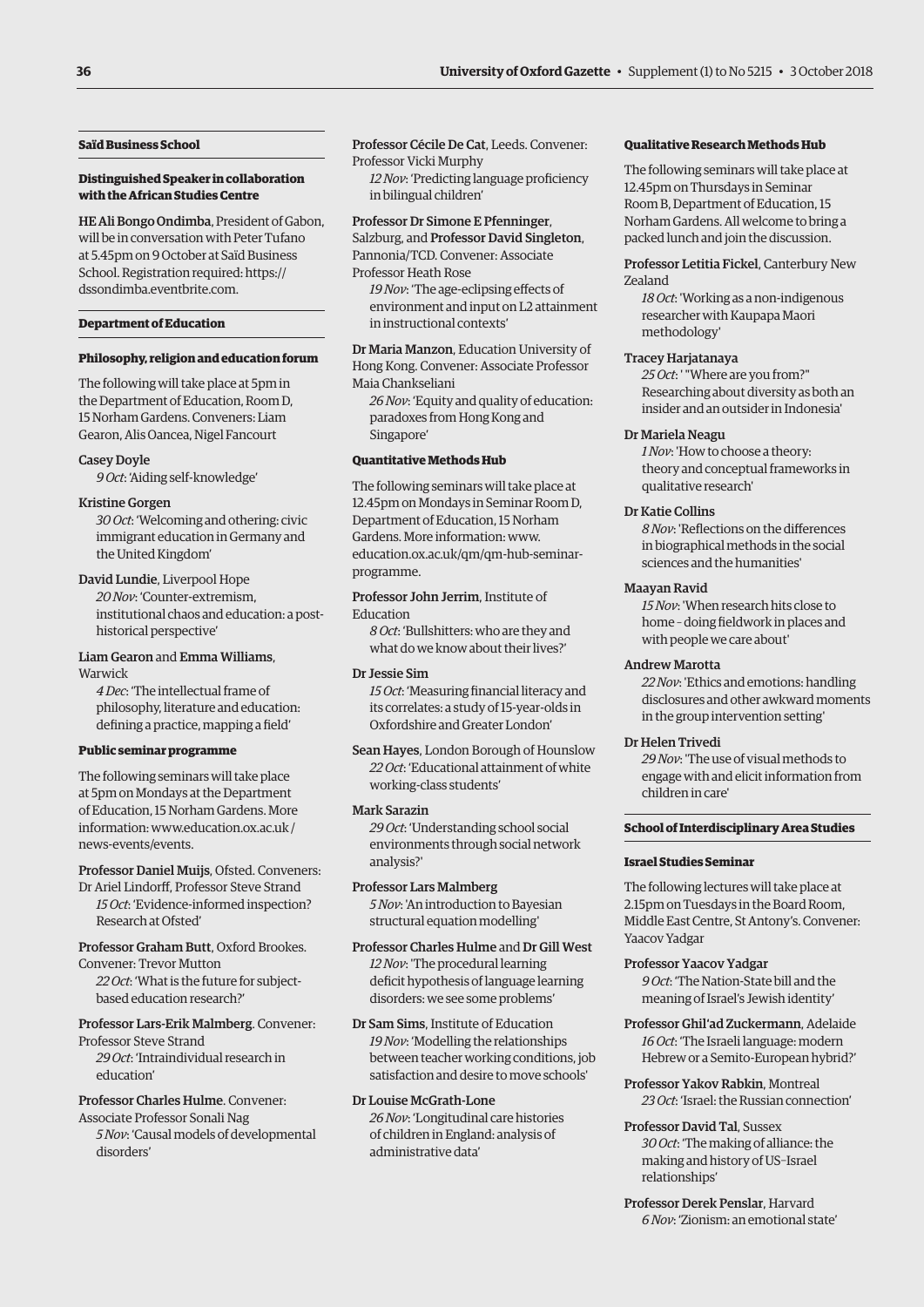## Saïd Business School

### Distinguished Speaker in collaboration with the African Studies Centre

HE Ali Bongo Ondimba, President of Gabon, will be in conversation with Peter Tufano at 5.45pm on 9 October at Saïd Business School. Registration required: https://dssondimba.eventbrite.com.

## Department of Education

### Philosophy, religion and education forum

The following will take place at 5pm in the Department of Education, Room D, 15 Norham Gardens. Conveners: Liam Gearon, Alis Oancea, Nigel Fancourt

Casey Doyle
*9 Oct*: 'Aiding self-knowledge'

Kristine Gorgen
*30 Oct*: 'Welcoming and othering: civic immigrant education in Germany and the United Kingdom'

David Lundie, Liverpool Hope
*20 Nov*: 'Counter-extremism, institutional chaos and education: a post-historical perspective'

Liam Gearon and Emma Williams, Warwick
*4 Dec*: 'The intellectual frame of philosophy, literature and education: defining a practice, mapping a field'

### Public seminar programme

The following seminars will take place at 5pm on Mondays at the Department of Education, 15 Norham Gardens. More information: www.education.ox.ac.uk/news-events/events.

Professor Daniel Muijs, Ofsted. Conveners: Dr Ariel Lindorff, Professor Steve Strand
*15 Oct*: 'Evidence-informed inspection? Research at Ofsted'

Professor Graham Butt, Oxford Brookes. Convener: Trevor Mutton
*22 Oct*: 'What is the future for subject-based education research?'

Professor Lars-Erik Malmberg. Convener: Professor Steve Strand
*29 Oct*: 'Intraindividual research in education'

Professor Charles Hulme. Convener: Associate Professor Sonali Nag
*5 Nov*: 'Causal models of developmental disorders'

Professor Cécile De Cat, Leeds. Convener: Professor Vicki Murphy
*12 Nov*: 'Predicting language proficiency in bilingual children'

Professor Dr Simone E Pfenninger, Salzburg, and Professor David Singleton, Pannonia/TCD. Convener: Associate Professor Heath Rose
*19 Nov*: 'The age-eclipsing effects of environment and input on L2 attainment in instructional contexts'

Dr Maria Manzon, Education University of Hong Kong. Convener: Associate Professor Maia Chankseliani
*26 Nov*: 'Equity and quality of education: paradoxes from Hong Kong and Singapore'

### Quantitative Methods Hub

The following seminars will take place at 12.45pm on Mondays in Seminar Room D, Department of Education, 15 Norham Gardens. More information: www.education.ox.ac.uk/qm/qm-hub-seminar-programme.

Professor John Jerrim, Institute of Education
*8 Oct*: 'Bullshitters: who are they and what do we know about their lives?'

Dr Jessie Sim
*15 Oct*: 'Measuring financial literacy and its correlates: a study of 15-year-olds in Oxfordshire and Greater London'

Sean Hayes, London Borough of Hounslow
*22 Oct*: 'Educational attainment of white working-class students'

Mark Sarazin
*29 Oct*: 'Understanding school social environments through social network analysis?'

Professor Lars Malmberg
*5 Nov*: 'An introduction to Bayesian structural equation modelling'

Professor Charles Hulme and Dr Gill West
*12 Nov*: 'The procedural learning deficit hypothesis of language learning disorders: we see some problems'

Dr Sam Sims, Institute of Education
*19 Nov*: 'Modelling the relationships between teacher working conditions, job satisfaction and desire to move schools'

Dr Louise McGrath-Lone
*26 Nov*: 'Longitudinal care histories of children in England: analysis of administrative data'

### Qualitative Research Methods Hub

The following seminars will take place at 12.45pm on Thursdays in Seminar Room B, Department of Education, 15 Norham Gardens. All welcome to bring a packed lunch and join the discussion.

Professor Letitia Fickel, Canterbury New Zealand
*18 Oct*: 'Working as a non-indigenous researcher with Kaupapa Maori methodology'

Tracey Harjatanaya
*25 Oct*: ' "Where are you from?" Researching about diversity as both an insider and an outsider in Indonesia'

Dr Mariela Neagu
*1 Nov*: 'How to choose a theory: theory and conceptual frameworks in qualitative research'

Dr Katie Collins
*8 Nov*: 'Reflections on the differences in biographical methods in the social sciences and the humanities'

Maayan Ravid
*15 Nov*: 'When research hits close to home – doing fieldwork in places and with people we care about'

Andrew Marotta
*22 Nov*: 'Ethics and emotions: handling disclosures and other awkward moments in the group intervention setting'

Dr Helen Trivedi
*29 Nov*: 'The use of visual methods to engage with and elicit information from children in care'

## School of Interdisciplinary Area Studies

### Israel Studies Seminar

The following lectures will take place at 2.15pm on Tuesdays in the Board Room, Middle East Centre, St Antony's. Convener: Yaacov Yadgar

Professor Yaacov Yadgar
*9 Oct*: 'The Nation-State bill and the meaning of Israel's Jewish identity'

Professor Ghil'ad Zuckermann, Adelaide
*16 Oct*: 'The Israeli language: modern Hebrew or a Semito-European hybrid?'

Professor Yakov Rabkin, Montreal
*23 Oct*: 'Israel: the Russian connection'

Professor David Tal, Sussex
*30 Oct*: 'The making of alliance: the making and history of US–Israel relationships'

Professor Derek Penslar, Harvard
*6 Nov*: 'Zionism: an emotional state'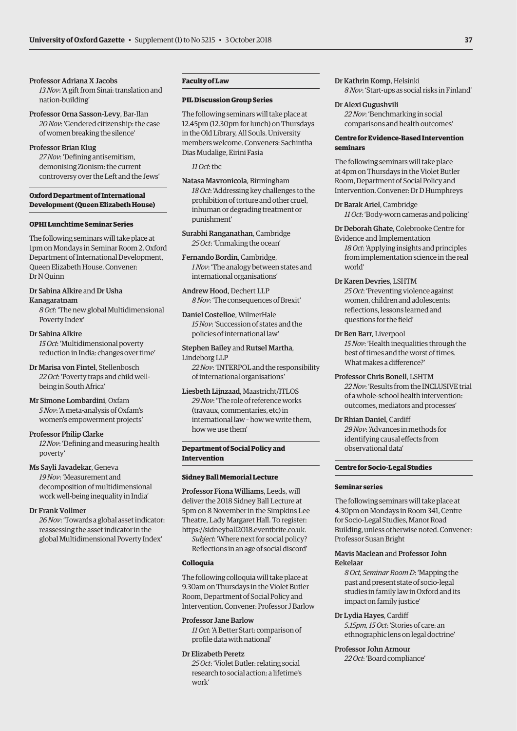Professor Adriana X Jacobs
*13 Nov*: 'A gift from Sinai: translation and nation-building'

Professor Orna Sasson-Levy, Bar-Ilan
*20 Nov*: 'Gendered citizenship: the case of women breaking the silence'

Professor Brian Klug
*27 Nov*: 'Defining antisemitism, demonising Zionism: the current controversy over the Left and the Jews'

## Oxford Department of International Development (Queen Elizabeth House)

### OPHI Lunchtime Seminar Series

The following seminars will take place at 1pm on Mondays in Seminar Room 2, Oxford Department of International Development, Queen Elizabeth House. Convener: Dr N Quinn

Dr Sabina Alkire and Dr Usha Kanagaratnam
*8 Oct*: 'The new global Multidimensional Poverty Index'

Dr Sabina Alkire
*15 Oct*: 'Multidimensional poverty reduction in India: changes over time'

Dr Marisa von Fintel, Stellenbosch
*22 Oct*: 'Poverty traps and child well-being in South Africa'

Mr Simone Lombardini, Oxfam
*5 Nov*: 'A meta-analysis of Oxfam's women's empowerment projects'

Professor Philip Clarke
*12 Nov*: 'Defining and measuring health poverty'

Ms Sayli Javadekar, Geneva
*19 Nov*: 'Measurement and decomposition of multidimensional work well-being inequality in India'

Dr Frank Vollmer
*26 Nov*: 'Towards a global asset indicator: reassessing the asset indicator in the global Multidimensional Poverty Index'

## Faculty of Law

### PIL Discussion Group Series

The following seminars will take place at 12.45pm (12.30pm for lunch) on Thursdays in the Old Library, All Souls. University members welcome. Conveners: Sachintha Dias Mudalige, Eirini Fasia

*11 Oct*: tbc

Natasa Mavronicola, Birmingham
*18 Oct*: 'Addressing key challenges to the prohibition of torture and other cruel, inhuman or degrading treatment or punishment'

Surabhi Ranganathan, Cambridge
*25 Oct*: 'Unmaking the ocean'

Fernando Bordin, Cambridge,
*1 Nov*: 'The analogy between states and international organisations'

Andrew Hood, Dechert LLP
*8 Nov*: 'The consequences of Brexit'

Daniel Costelloe, WilmerHale
*15 Nov*: 'Succession of states and the policies of international law'

Stephen Bailey and Rutsel Martha, Lindeborg LLP
*22 Nov*: 'INTERPOL and the responsibility of international organisations'

Liesbeth Lijnzaad, Maastricht/ITLOS
*29 Nov*: 'The role of reference works (travaux, commentaries, etc) in international law – how we write them, how we use them'

## Department of Social Policy and Intervention

### Sidney Ball Memorial Lecture

Professor Fiona Williams, Leeds, will deliver the 2018 Sidney Ball Lecture at 5pm on 8 November in the Simpkins Lee Theatre, Lady Margaret Hall. To register: https://sidneyball2018.eventbrite.co.uk.
*Subject*: 'Where next for social policy? Reflections in an age of social discord'

### Colloquia

The following colloquia will take place at 9.30am on Thursdays in the Violet Butler Room, Department of Social Policy and Intervention. Convener: Professor J Barlow

Professor Jane Barlow
*11 Oct*: 'A Better Start: comparison of profile data with national'

Dr Elizabeth Peretz
*25 Oct*: 'Violet Butler: relating social research to social action: a lifetime's work'

Dr Kathrin Komp, Helsinki
*8 Nov*: 'Start-ups as social risks in Finland'

Dr Alexi Gugushvili
*22 Nov*: 'Benchmarking in social comparisons and health outcomes'

### Centre for Evidence-Based Intervention seminars

The following seminars will take place at 4pm on Thursdays in the Violet Butler Room, Department of Social Policy and Intervention. Convener: Dr D Humphreys

Dr Barak Ariel, Cambridge
*11 Oct*: 'Body-worn cameras and policing'

Dr Deborah Ghate, Colebrooke Centre for Evidence and Implementation
*18 Oct*: 'Applying insights and principles from implementation science in the real world'

Dr Karen Devries, LSHTM
*25 Oct*: 'Preventing violence against women, children and adolescents: reflections, lessons learned and questions for the field'

Dr Ben Barr, Liverpool
*15 Nov*: 'Health inequalities through the best of times and the worst of times. What makes a difference?'

Professor Chris Bonell, LSHTM
*22 Nov*: 'Results from the INCLUSIVE trial of a whole-school health intervention: outcomes, mediators and processes'

Dr Rhian Daniel, Cardiff
*29 Nov*: 'Advances in methods for identifying causal effects from observational data'

## Centre for Socio-Legal Studies

### Seminar series

The following seminars will take place at 4.30pm on Mondays in Room 341, Centre for Socio-Legal Studies, Manor Road Building, unless otherwise noted. Convener: Professor Susan Bright

Mavis Maclean and Professor John Eekelaar
*8 Oct, Seminar Room D*: 'Mapping the past and present state of socio-legal studies in family law in Oxford and its impact on family justice'

Dr Lydia Hayes, Cardiff
*5.15pm, 15 Oct*: 'Stories of care: an ethnographic lens on legal doctrine'

Professor John Armour
*22 Oct*: 'Board compliance'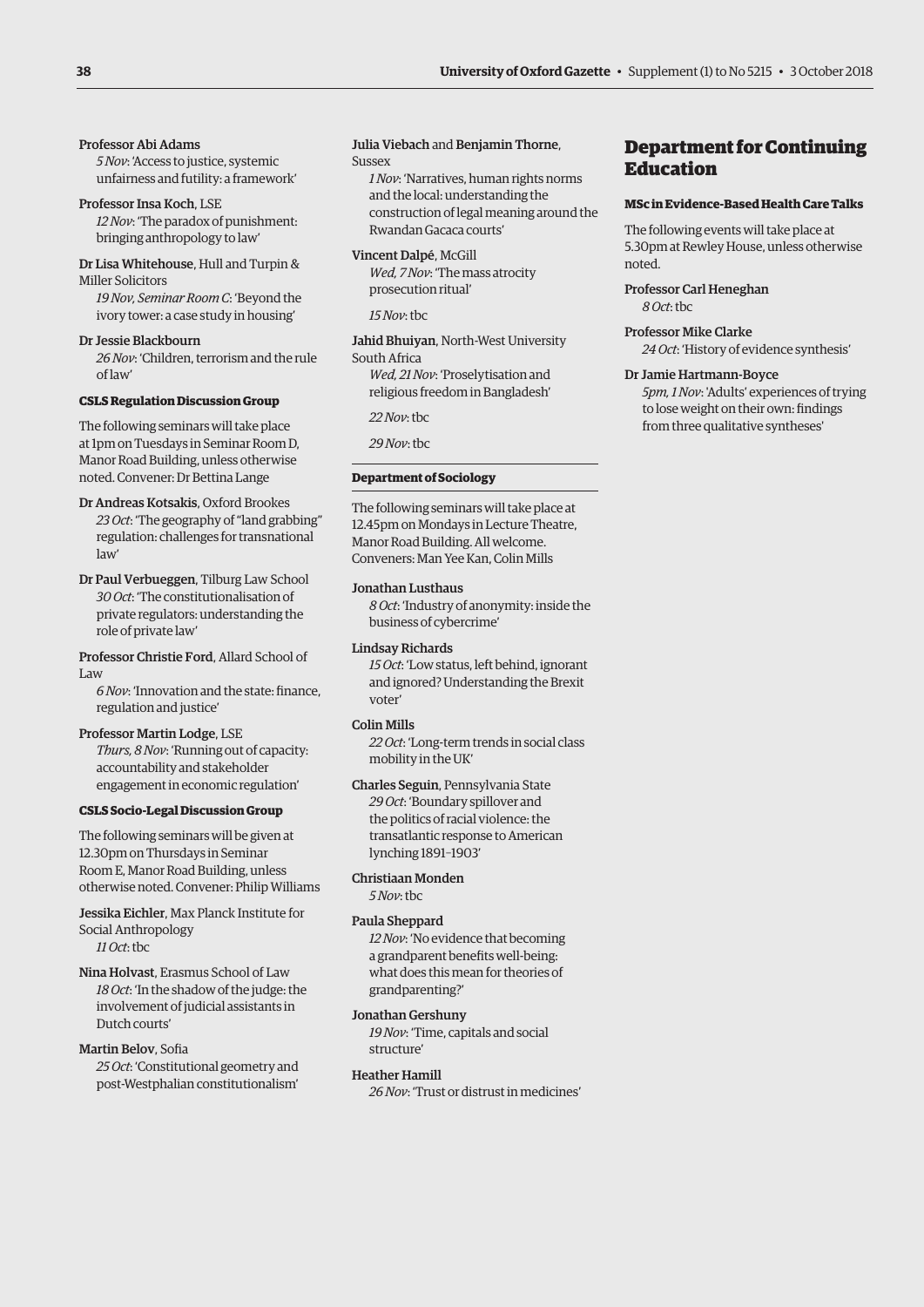**Professor Abi Adams**
*5 Nov*: 'Access to justice, systemic unfairness and futility: a framework'

**Professor Insa Koch**, LSE
*12 Nov*: 'The paradox of punishment: bringing anthropology to law'

**Dr Lisa Whitehouse**, Hull and Turpin & Miller Solicitors
*19 Nov, Seminar Room C*: 'Beyond the ivory tower: a case study in housing'

**Dr Jessie Blackbourn**
*26 Nov*: 'Children, terrorism and the rule of law'

#### CSLS Regulation Discussion Group

The following seminars will take place at 1pm on Tuesdays in Seminar Room D, Manor Road Building, unless otherwise noted. Convener: Dr Bettina Lange

**Dr Andreas Kotsakis**, Oxford Brookes
*23 Oct*: 'The geography of "land grabbing" regulation: challenges for transnational law'

**Dr Paul Verbueggen**, Tilburg Law School
*30 Oct*: 'The constitutionalisation of private regulators: understanding the role of private law'

**Professor Christie Ford**, Allard School of Law
*6 Nov*: 'Innovation and the state: finance, regulation and justice'

**Professor Martin Lodge**, LSE
*Thurs, 8 Nov*: 'Running out of capacity: accountability and stakeholder engagement in economic regulation'

#### CSLS Socio-Legal Discussion Group

The following seminars will be given at 12.30pm on Thursdays in Seminar Room E, Manor Road Building, unless otherwise noted. Convener: Philip Williams

**Jessika Eichler**, Max Planck Institute for Social Anthropology
*11 Oct*: tbc

**Nina Holvast**, Erasmus School of Law
*18 Oct*: 'In the shadow of the judge: the involvement of judicial assistants in Dutch courts'

**Martin Belov**, Sofia
*25 Oct*: 'Constitutional geometry and post-Westphalian constitutionalism'

**Julia Viebach** and **Benjamin Thorne**, Sussex
*1 Nov*: 'Narratives, human rights norms and the local: understanding the construction of legal meaning around the Rwandan Gacaca courts'

**Vincent Dalpé**, McGill
*Wed, 7 Nov*: 'The mass atrocity prosecution ritual'

*15 Nov*: tbc

**Jahid Bhuiyan**, North-West University South Africa
*Wed, 21 Nov*: 'Proselytisation and religious freedom in Bangladesh'

*22 Nov*: tbc

*29 Nov*: tbc

#### Department of Sociology

The following seminars will take place at 12.45pm on Mondays in Lecture Theatre, Manor Road Building. All welcome. Conveners: Man Yee Kan, Colin Mills

**Jonathan Lusthaus**
*8 Oct*: 'Industry of anonymity: inside the business of cybercrime'

**Lindsay Richards**
*15 Oct*: 'Low status, left behind, ignorant and ignored? Understanding the Brexit voter'

**Colin Mills**
*22 Oct*: 'Long-term trends in social class mobility in the UK'

**Charles Seguin**, Pennsylvania State
*29 Oct*: 'Boundary spillover and the politics of racial violence: the transatlantic response to American lynching 1891–1903'

**Christiaan Monden**
*5 Nov*: tbc

**Paula Sheppard**
*12 Nov*: 'No evidence that becoming a grandparent benefits well-being: what does this mean for theories of grandparenting?'

**Jonathan Gershuny**
*19 Nov*: 'Time, capitals and social structure'

**Heather Hamill**
*26 Nov*: 'Trust or distrust in medicines'

## Department for Continuing Education

#### MSc in Evidence-Based Health Care Talks

The following events will take place at 5.30pm at Rewley House, unless otherwise noted.

**Professor Carl Heneghan**
*8 Oct*: tbc

**Professor Mike Clarke**
*24 Oct*: 'History of evidence synthesis'

**Dr Jamie Hartmann-Boyce**
*5pm, 1 Nov*: 'Adults' experiences of trying to lose weight on their own: findings from three qualitative syntheses'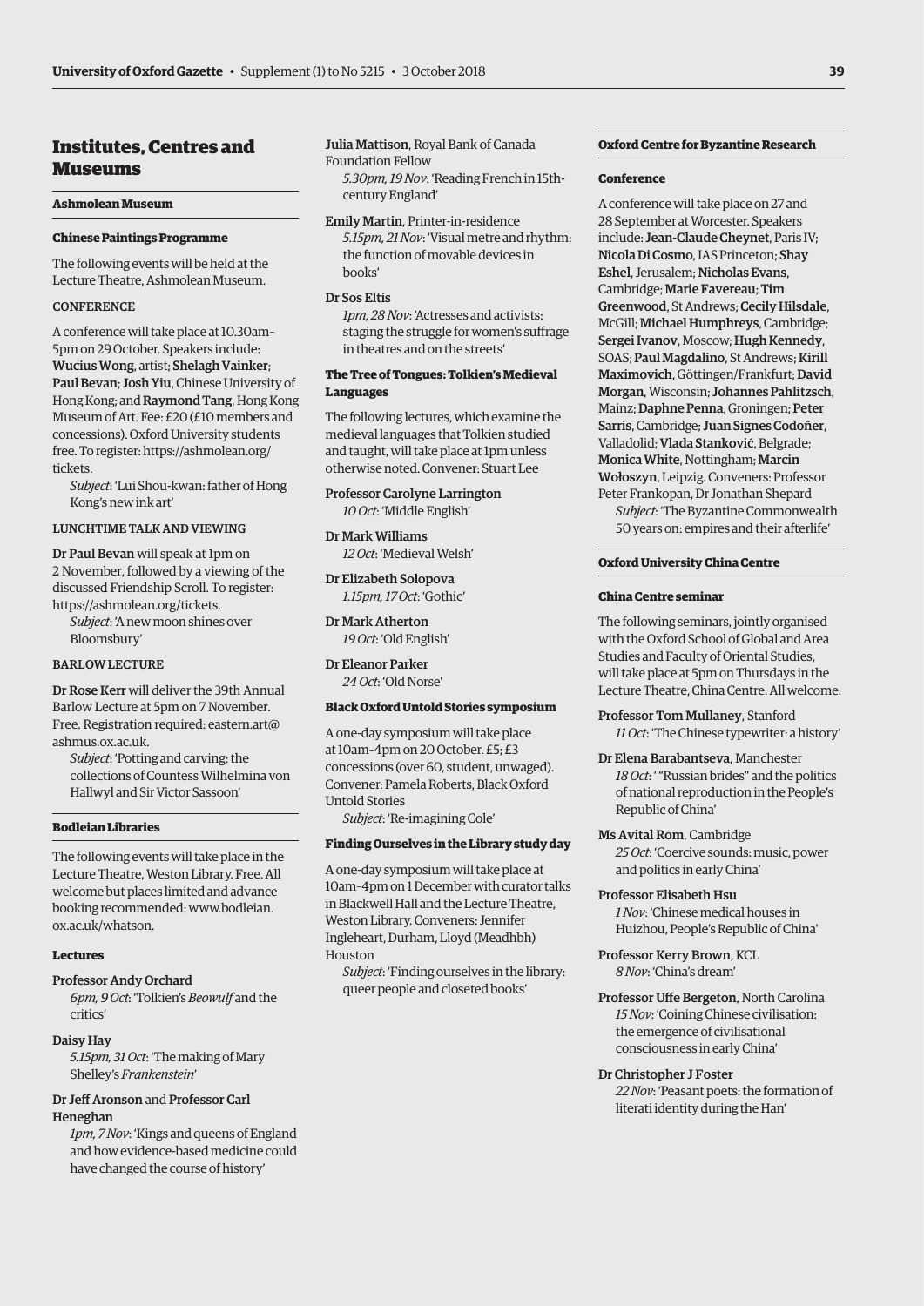# Institutes, Centres and Museums

## Ashmolean Museum

### Chinese Paintings Programme

The following events will be held at the Lecture Theatre, Ashmolean Museum.

CONFERENCE

A conference will take place at 10.30am–5pm on 29 October. Speakers include: **Wucius Wong**, artist; **Shelagh Vainker**; **Paul Bevan**; **Josh Yiu**, Chinese University of Hong Kong; and **Raymond Tang**, Hong Kong Museum of Art. Fee: £20 (£10 members and concessions). Oxford University students free. To register: https://ashmolean.org/tickets.

*Subject*: 'Lui Shou-kwan: father of Hong Kong's new ink art'

LUNCHTIME TALK AND VIEWING

**Dr Paul Bevan** will speak at 1pm on 2 November, followed by a viewing of the discussed Friendship Scroll. To register: https://ashmolean.org/tickets.

*Subject*: 'A new moon shines over Bloomsbury'

BARLOW LECTURE

**Dr Rose Kerr** will deliver the 39th Annual Barlow Lecture at 5pm on 7 November. Free. Registration required: eastern.art@ashmus.ox.ac.uk.

*Subject*: 'Potting and carving: the collections of Countess Wilhelmina von Hallwyl and Sir Victor Sassoon'

## Bodleian Libraries

The following events will take place in the Lecture Theatre, Weston Library. Free. All welcome but places limited and advance booking recommended: www.bodleian.ox.ac.uk/whatson.

### Lectures

**Professor Andy Orchard**
*6pm, 9 Oct*: 'Tolkien's *Beowulf* and the critics'

**Daisy Hay**
*5.15pm, 31 Oct*: 'The making of Mary Shelley's *Frankenstein*'

**Dr Jeff Aronson** and **Professor Carl Heneghan**
*1pm, 7 Nov*: 'Kings and queens of England and how evidence-based medicine could have changed the course of history'

**Julia Mattison**, Royal Bank of Canada Foundation Fellow
*5.30pm, 19 Nov*: 'Reading French in 15th-century England'

**Emily Martin**, Printer-in-residence
*5.15pm, 21 Nov*: 'Visual metre and rhythm: the function of movable devices in books'

**Dr Sos Eltis**
*1pm, 28 Nov*: 'Actresses and activists: staging the struggle for women's suffrage in theatres and on the streets'

### The Tree of Tongues: Tolkien's Medieval Languages

The following lectures, which examine the medieval languages that Tolkien studied and taught, will take place at 1pm unless otherwise noted. Convener: Stuart Lee

**Professor Carolyne Larrington**
*10 Oct*: 'Middle English'

**Dr Mark Williams**
*12 Oct*: 'Medieval Welsh'

**Dr Elizabeth Solopova**
*1.15pm, 17 Oct*: 'Gothic'

**Dr Mark Atherton**
*19 Oct*: 'Old English'

**Dr Eleanor Parker**
*24 Oct*: 'Old Norse'

### Black Oxford Untold Stories symposium

A one-day symposium will take place at 10am–4pm on 20 October. £5; £3 concessions (over 60, student, unwaged). Convener: Pamela Roberts, Black Oxford Untold Stories

*Subject*: 'Re-imagining Cole'

### Finding Ourselves in the Library study day

A one-day symposium will take place at 10am–4pm on 1 December with curator talks in Blackwell Hall and the Lecture Theatre, Weston Library. Conveners: Jennifer Ingleheart, Durham, Lloyd (Meadhbh) Houston

*Subject*: 'Finding ourselves in the library: queer people and closeted books'

## Oxford Centre for Byzantine Research

### Conference

A conference will take place on 27 and 28 September at Worcester. Speakers include: **Jean-Claude Cheynet**, Paris IV; **Nicola Di Cosmo**, IAS Princeton; **Shay Eshel**, Jerusalem; **Nicholas Evans**, Cambridge; **Marie Favereau**; **Tim Greenwood**, St Andrews; **Cecily Hilsdale**, McGill; **Michael Humphreys**, Cambridge; **Sergei Ivanov**, Moscow; **Hugh Kennedy**, SOAS; **Paul Magdalino**, St Andrews; **Kirill Maximovich**, Göttingen/Frankfurt; **David Morgan**, Wisconsin; **Johannes Pahlitzsch**, Mainz; **Daphne Penna**, Groningen; **Peter Sarris**, Cambridge; **Juan Signes Codoñer**, Valladolid; **Vlada Stanković**, Belgrade; **Monica White**, Nottingham; **Marcin Wołoszyn**, Leipzig. Conveners: Professor Peter Frankopan, Dr Jonathan Shepard

*Subject*: 'The Byzantine Commonwealth 50 years on: empires and their afterlife'

## Oxford University China Centre

### China Centre seminar

The following seminars, jointly organised with the Oxford School of Global and Area Studies and Faculty of Oriental Studies, will take place at 5pm on Thursdays in the Lecture Theatre, China Centre. All welcome.

**Professor Tom Mullaney**, Stanford
*11 Oct*: 'The Chinese typewriter: a history'

**Dr Elena Barabantseva**, Manchester
*18 Oct*: ' "Russian brides" and the politics of national reproduction in the People's Republic of China'

**Ms Avital Rom**, Cambridge
*25 Oct*: 'Coercive sounds: music, power and politics in early China'

**Professor Elisabeth Hsu**
*1 Nov*: 'Chinese medical houses in Huizhou, People's Republic of China'

**Professor Kerry Brown**, KCL
*8 Nov*: 'China's dream'

**Professor Uffe Bergeton**, North Carolina
*15 Nov*: 'Coining Chinese civilisation: the emergence of civilisational consciousness in early China'

**Dr Christopher J Foster**
*22 Nov*: 'Peasant poets: the formation of literati identity during the Han'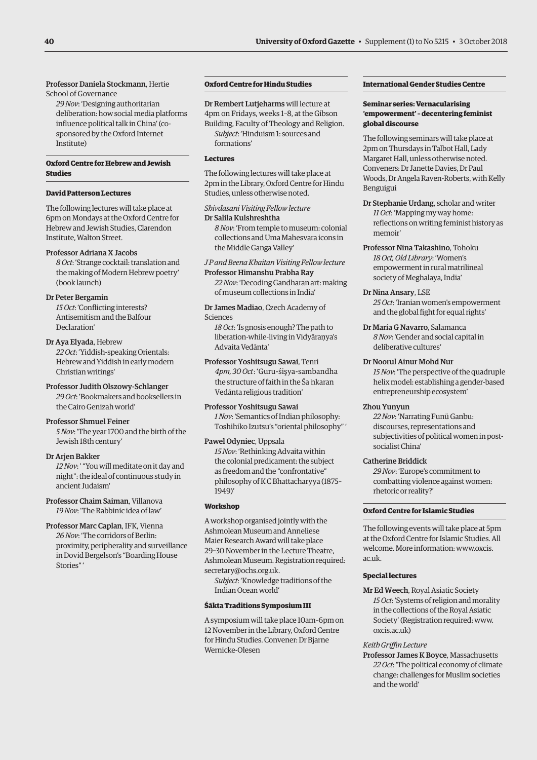**Professor Daniela Stockmann**, Hertie School of Governance

*29 Nov*: 'Designing authoritarian deliberation: how social media platforms influence political talk in China' (co-sponsored by the Oxford Internet Institute)

## Oxford Centre for Hebrew and Jewish Studies

### David Patterson Lectures

The following lectures will take place at 6pm on Mondays at the Oxford Centre for Hebrew and Jewish Studies, Clarendon Institute, Walton Street.

**Professor Adriana X Jacobs**
*8 Oct*: 'Strange cocktail: translation and the making of Modern Hebrew poetry' (book launch)

**Dr Peter Bergamin**
*15 Oct*: 'Conflicting interests? Antisemitism and the Balfour Declaration'

**Dr Aya Elyada**, Hebrew
*22 Oct*: 'Yiddish-speaking Orientals: Hebrew and Yiddish in early modern Christian writings'

**Professor Judith Olszowy-Schlanger**
*29 Oct*: 'Bookmakers and booksellers in the Cairo Genizah world'

**Professor Shmuel Feiner**
*5 Nov*: 'The year 1700 and the birth of the Jewish 18th century'

**Dr Arjen Bakker**
*12 Nov*: ' "You will meditate on it day and night": the ideal of continuous study in ancient Judaism'

**Professor Chaim Saiman**, Villanova
*19 Nov*: 'The Rabbinic idea of law'

**Professor Marc Caplan**, IFK, Vienna
*26 Nov*: 'The corridors of Berlin: proximity, peripherality and surveillance in Dovid Bergelson's "Boarding House Stories" '

## Oxford Centre for Hindu Studies

**Dr Rembert Lutjeharms** will lecture at 4pm on Fridays, weeks 1–8, at the Gibson Building, Faculty of Theology and Religion.
*Subject*: 'Hinduism 1: sources and formations'

### Lectures

The following lectures will take place at 2pm in the Library, Oxford Centre for Hindu Studies, unless otherwise noted.

*Shivdasani Visiting Fellow lecture*
**Dr Salila Kulshreshtha**
*8 Nov*: 'From temple to museum: colonial collections and Uma Mahesvara icons in the Middle Ganga Valley'

*J P and Beena Khaitan Visiting Fellow lecture*
**Professor Himanshu Prabha Ray**
*22 Nov*: 'Decoding Gandharan art: making of museum collections in India'

**Dr James Madiao**, Czech Academy of Sciences
*18 Oct*: 'Is gnosis enough? The path to liberation-while-living in Vidyāraṇya's Advaita Vedānta'

**Professor Yoshitsugu Sawai**, Tenri
*4pm, 30 Oct*: 'Guru-śiṣya-sambandha the structure of faith in the Śaṅkaran Vedānta religious tradition'

**Professor Yoshitsugu Sawai**
*1 Nov*: 'Semantics of Indian philosophy: Toshihiko Izutsu's "oriental philosophy" '

**Pawel Odyniec**, Uppsala
*15 Nov*: 'Rethinking Advaita within the colonial predicament: the subject as freedom and the "confrontative" philosophy of K C Bhattacharyya (1875–1949)'

### Workshop

A workshop organised jointly with the Ashmolean Museum and Anneliese Maier Research Award will take place 29–30 November in the Lecture Theatre, Ashmolean Museum. Registration required: secretary@ochs.org.uk.
*Subject*: 'Knowledge traditions of the Indian Ocean world'

### Śākta Traditions Symposium III

A symposium will take place 10am–6pm on 12 November in the Library, Oxford Centre for Hindu Studies. Convener: Dr Bjarne Wernicke-Olesen

## International Gender Studies Centre

### Seminar series: Vernacularising 'empowerment' – decentering feminist global discourse

The following seminars will take place at 2pm on Thursdays in Talbot Hall, Lady Margaret Hall, unless otherwise noted. Conveners: Dr Janette Davies, Dr Paul Woods, Dr Angela Raven-Roberts, with Kelly Benguigui

**Dr Stephanie Urdang**, scholar and writer
*11 Oct*: 'Mapping my way home: reflections on writing feminist history as memoir'

**Professor Nina Takashino**, Tohoku
*18 Oct, Old Library*: 'Women's empowerment in rural matrilineal society of Meghalaya, India'

**Dr Nina Ansary**, LSE
*25 Oct*: 'Iranian women's empowerment and the global fight for equal rights'

**Dr María G Navarro**, Salamanca
*8 Nov*: 'Gender and social capital in deliberative cultures'

**Dr Noorul Ainur Mohd Nur**
*15 Nov*: 'The perspective of the quadruple helix model: establishing a gender-based entrepreneurship ecosystem'

**Zhou Yunyun**
*22 Nov*: 'Narrating Funü Ganbu: discourses, representations and subjectivities of political women in post-socialist China'

**Catherine Briddick**
*29 Nov*: 'Europe's commitment to combatting violence against women: rhetoric or reality?'

## Oxford Centre for Islamic Studies

The following events will take place at 5pm at the Oxford Centre for Islamic Studies. All welcome. More information: www.oxcis.ac.uk.

### Special lectures

**Mr Ed Weech**, Royal Asiatic Society
*15 Oct*: 'Systems of religion and morality in the collections of the Royal Asiatic Society' (Registration required: www.oxcis.ac.uk)

*Keith Griffin Lecture*
**Professor James K Boyce**, Massachusetts
*22 Oct*: 'The political economy of climate change: challenges for Muslim societies and the world'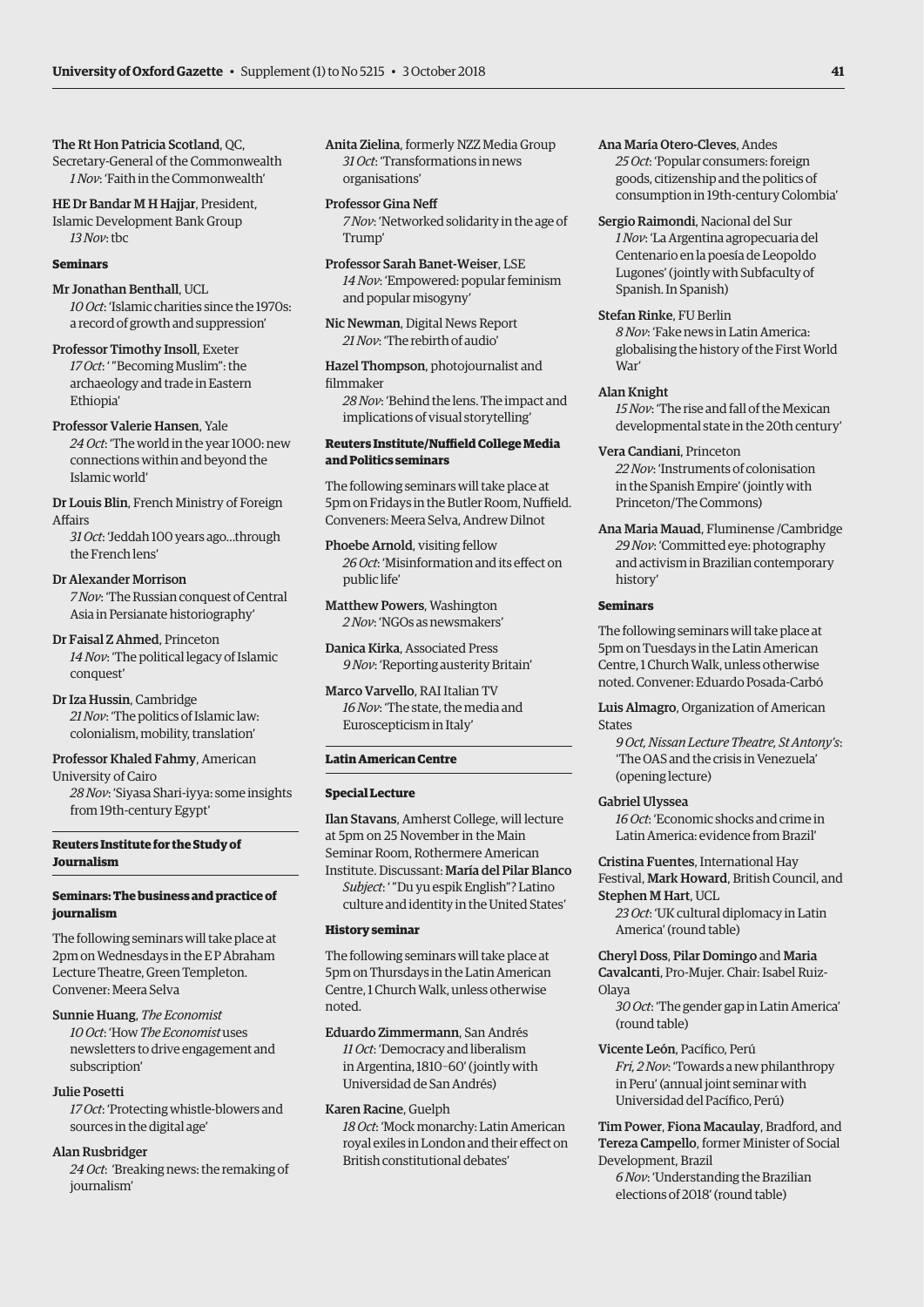**The Rt Hon Patricia Scotland**, QC, Secretary-General of the Commonwealth
*1 Nov*: 'Faith in the Commonwealth'

**HE Dr Bandar M H Hajjar**, President, Islamic Development Bank Group
*13 Nov*: tbc

#### Seminars

**Mr Jonathan Benthall**, UCL
*10 Oct*: 'Islamic charities since the 1970s: a record of growth and suppression'

**Professor Timothy Insoll**, Exeter
*17 Oct*: ' "Becoming Muslim": the archaeology and trade in Eastern Ethiopia'

**Professor Valerie Hansen**, Yale
*24 Oct*: 'The world in the year 1000: new connections within and beyond the Islamic world'

**Dr Louis Blin**, French Ministry of Foreign Affairs
*31 Oct*: 'Jeddah 100 years ago…through the French lens'

**Dr Alexander Morrison**
*7 Nov*: 'The Russian conquest of Central Asia in Persianate historiography'

**Dr Faisal Z Ahmed**, Princeton
*14 Nov*: 'The political legacy of Islamic conquest'

**Dr Iza Hussin**, Cambridge
*21 Nov*: 'The politics of Islamic law: colonialism, mobility, translation'

**Professor Khaled Fahmy**, American University of Cairo
*28 Nov*: 'Siyasa Shari-iyya: some insights from 19th-century Egypt'

### Reuters Institute for the Study of Journalism

#### Seminars: The business and practice of journalism

The following seminars will take place at 2pm on Wednesdays in the E P Abraham Lecture Theatre, Green Templeton. Convener: Meera Selva

**Sunnie Huang**, *The Economist*
*10 Oct*: 'How *The Economist* uses newsletters to drive engagement and subscription'

**Julie Posetti**
*17 Oct*: 'Protecting whistle-blowers and sources in the digital age'

**Alan Rusbridger**
*24 Oct*: 'Breaking news: the remaking of journalism'

**Anita Zielina**, formerly NZZ Media Group
*31 Oct*: 'Transformations in news organisations'

**Professor Gina Neff**
*7 Nov*: 'Networked solidarity in the age of Trump'

**Professor Sarah Banet-Weiser**, LSE
*14 Nov*: 'Empowered: popular feminism and popular misogyny'

**Nic Newman**, Digital News Report
*21 Nov*: 'The rebirth of audio'

**Hazel Thompson**, photojournalist and filmmaker
*28 Nov*: 'Behind the lens. The impact and implications of visual storytelling'

#### Reuters Institute/Nuffield College Media and Politics seminars

The following seminars will take place at 5pm on Fridays in the Butler Room, Nuffield. Conveners: Meera Selva, Andrew Dilnot

**Phoebe Arnold**, visiting fellow
*26 Oct*: 'Misinformation and its effect on public life'

**Matthew Powers**, Washington
*2 Nov*: 'NGOs as newsmakers'

**Danica Kirka**, Associated Press
*9 Nov*: 'Reporting austerity Britain'

**Marco Varvello**, RAI Italian TV
*16 Nov*: 'The state, the media and Euroscepticism in Italy'

### Latin American Centre

#### Special Lecture

**Ilan Stavans**, Amherst College, will lecture at 5pm on 25 November in the Main Seminar Room, Rothermere American Institute. Discussant: **María del Pilar Blanco**
*Subject*: ' "Du yu espik English"? Latino culture and identity in the United States'

#### History seminar

The following seminars will take place at 5pm on Thursdays in the Latin American Centre, 1 Church Walk, unless otherwise noted.

**Eduardo Zimmermann**, San Andrés
*11 Oct*: 'Democracy and liberalism in Argentina, 1810–60' (jointly with Universidad de San Andrés)

**Karen Racine**, Guelph
*18 Oct*: 'Mock monarchy: Latin American royal exiles in London and their effect on British constitutional debates'

**Ana María Otero-Cleves**, Andes
*25 Oct*: 'Popular consumers: foreign goods, citizenship and the politics of consumption in 19th-century Colombia'

**Sergio Raimondi**, Nacional del Sur
*1 Nov*: 'La Argentina agropecuaria del Centenario en la poesía de Leopoldo Lugones' (jointly with Subfaculty of Spanish. In Spanish)

**Stefan Rinke**, FU Berlin
*8 Nov*: 'Fake news in Latin America: globalising the history of the First World War'

**Alan Knight**
*15 Nov*: 'The rise and fall of the Mexican developmental state in the 20th century'

**Vera Candiani**, Princeton
*22 Nov*: 'Instruments of colonisation in the Spanish Empire' (jointly with Princeton/The Commons)

**Ana Maria Mauad**, Fluminense /Cambridge
*29 Nov*: 'Committed eye: photography and activism in Brazilian contemporary history'

#### Seminars

The following seminars will take place at 5pm on Tuesdays in the Latin American Centre, 1 Church Walk, unless otherwise noted. Convener: Eduardo Posada-Carbó

**Luis Almagro**, Organization of American States
*9 Oct, Nissan Lecture Theatre, St Antony's*: 'The OAS and the crisis in Venezuela' (opening lecture)

**Gabriel Ulyssea**
*16 Oct*: 'Economic shocks and crime in Latin America: evidence from Brazil'

**Cristina Fuentes**, International Hay Festival, **Mark Howard**, British Council, and **Stephen M Hart**, UCL
*23 Oct*: 'UK cultural diplomacy in Latin America' (round table)

**Cheryl Doss**, **Pilar Domingo** and **Maria Cavalcanti**, Pro-Mujer. Chair: Isabel Ruiz-Olaya
*30 Oct*: 'The gender gap in Latin America' (round table)

**Vicente León**, Pacífico, Perú
*Fri, 2 Nov*: 'Towards a new philanthropy in Peru' (annual joint seminar with Universidad del Pacífico, Perú)

**Tim Power**, **Fiona Macaulay**, Bradford, and **Tereza Campello**, former Minister of Social Development, Brazil
*6 Nov*: 'Understanding the Brazilian elections of 2018' (round table)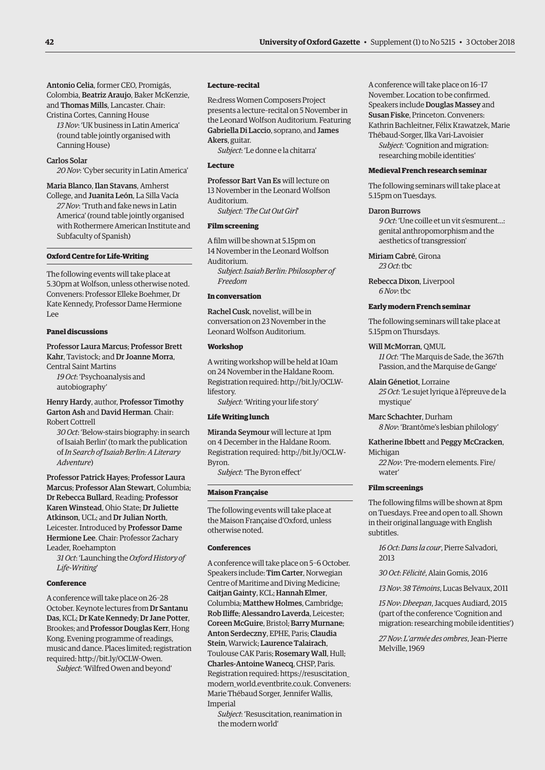**Antonio Celia**, former CEO, Promigás, Colombia, **Beatriz Araujo**, Baker McKenzie, and **Thomas Mills**, Lancaster. Chair: Cristina Cortes, Canning House

*13 Nov*: 'UK business in Latin America' (round table jointly organised with Canning House)

**Carlos Solar**

*20 Nov*: 'Cyber security in Latin America'

**Maria Blanco**, **Ilan Stavans**, Amherst College, and **Juanita León**, La Silla Vacía

*27 Nov*: 'Truth and fake news in Latin America' (round table jointly organised with Rothermere American Institute and Subfaculty of Spanish)

## Oxford Centre for Life-Writing

The following events will take place at 5.30pm at Wolfson, unless otherwise noted. Conveners: Professor Elleke Boehmer, Dr Kate Kennedy, Professor Dame Hermione Lee

### Panel discussions

**Professor Laura Marcus**; **Professor Brett Kahr**, Tavistock; and **Dr Joanne Morra**, Central Saint Martins

*19 Oct*: 'Psychoanalysis and autobiography'

**Henry Hardy**, author, **Professor Timothy Garton Ash** and **David Herman**. Chair: Robert Cottrell

*30 Oct*: 'Below-stairs biography: in search of Isaiah Berlin' (to mark the publication of *In Search of Isaiah Berlin: A Literary Adventure*)

**Professor Patrick Hayes**; **Professor Laura Marcus**; **Professor Alan Stewart**, Columbia; **Dr Rebecca Bullard**, Reading; **Professor Karen Winstead**, Ohio State; **Dr Juliette Atkinson**, UCL; and **Dr Julian North**, Leicester. Introduced by **Professor Dame Hermione Lee**. Chair: Professor Zachary Leader, Roehampton

*31 Oct*: 'Launching the *Oxford History of Life-Writing*'

### Conference

A conference will take place on 26–28 October. Keynote lectures from **Dr Santanu Das**, KCL; **Dr Kate Kennedy**; **Dr Jane Potter**, Brookes; and **Professor Douglas Kerr**, Hong Kong. Evening programme of readings, music and dance. Places limited; registration required: http://bit.ly/OCLW-Owen.

*Subject*: 'Wilfred Owen and beyond'

### Lecture-recital

Re:dress Women Composers Project presents a lecture-recital on 5 November in the Leonard Wolfson Auditorium. Featuring **Gabriella Di Laccio**, soprano, and **James Akers**, guitar.

*Subject*: 'Le donne e la chitarra'

### Lecture

**Professor Bart Van Es** will lecture on 13 November in the Leonard Wolfson Auditorium.

*Subject*: '*The Cut Out Girl*'

### Film screening

A film will be shown at 5.15pm on 14 November in the Leonard Wolfson Auditorium.

*Subject*: *Isaiah Berlin: Philosopher of Freedom*

### In conversation

**Rachel Cusk**, novelist, will be in conversation on 23 November in the Leonard Wolfson Auditorium.

### Workshop

A writing workshop will be held at 10am on 24 November in the Haldane Room. Registration required: http://bit.ly/OCLW-lifestory.

*Subject*: 'Writing your life story'

### Life Writing lunch

**Miranda Seymour** will lecture at 1pm on 4 December in the Haldane Room. Registration required: http://bit.ly/OCLW-Byron.

*Subject*: 'The Byron effect'

## Maison Française

The following events will take place at the Maison Française d'Oxford, unless otherwise noted.

### Conferences

A conference will take place on 5–6 October. Speakers include: **Tim Carter**, Norwegian Centre of Maritime and Diving Medicine; **Caitjan Gainty**, KCL; **Hannah Elmer**, Columbia; **Matthew Holmes**, Cambridge; **Rob Iliffe**; **Alessandro Laverda**, Leicester; **Coreen McGuire**, Bristol; **Barry Murnane**; **Anton Serdeczny**, EPHE, Paris; **Claudia Stein**, Warwick; **Laurence Talairach**, Toulouse CAK Paris; **Rosemary Wall**, Hull; **Charles-Antoine Wanecq**, CHSP, Paris. Registration required: https://resuscitation_modern_world.eventbrite.co.uk. Conveners: Marie Thébaud Sorger, Jennifer Wallis, Imperial

*Subject*: 'Resuscitation, reanimation in the modern world'

A conference will take place on 16–17 November. Location to be confirmed. Speakers include **Douglas Massey** and **Susan Fiske**, Princeton. Conveners: Kathrin Bachleitner, Félix Krawatzek, Marie Thébaud-Sorger, Ilka Vari-Lavoisier

*Subject*: 'Cognition and migration: researching mobile identities'

### Medieval French research seminar

The following seminars will take place at 5.15pm on Tuesdays.

**Daron Burrows**

*9 Oct*: 'Une coille et un vit s'esmurent…: genital anthropomorphism and the aesthetics of transgression'

**Miriam Cabré**, Girona

*23 Oct*: tbc

**Rebecca Dixon**, Liverpool

*6 Nov*: tbc

### Early modern French seminar

The following seminars will take place at 5.15pm on Thursdays.

**Will McMorran**, QMUL

*11 Oct*: 'The Marquis de Sade, the 367th Passion, and the Marquise de Gange'

**Alain Génetiot**, Lorraine

*25 Oct*: 'Le sujet lyrique à l'épreuve de la mystique'

**Marc Schachter**, Durham

*8 Nov*: 'Brantôme's lesbian philology'

**Katherine Ibbett** and **Peggy McCracken**, Michigan

*22 Nov*: 'Pre-modern elements. Fire/water'

### Film screenings

The following films will be shown at 8pm on Tuesdays. Free and open to all. Shown in their original language with English subtitles.

*16 Oct*: *Dans la cour*, Pierre Salvadori, 2013

*30 Oct*: *Félicité*, Alain Gomis, 2016

*13 Nov*: *38 Témoins*, Lucas Belvaux, 2011

*15 Nov*: *Dheepan*, Jacques Audiard, 2015 (part of the conference 'Cognition and migration: researching mobile identities')

*27 Nov*: *L'armée des ombres*, Jean-Pierre Melville, 1969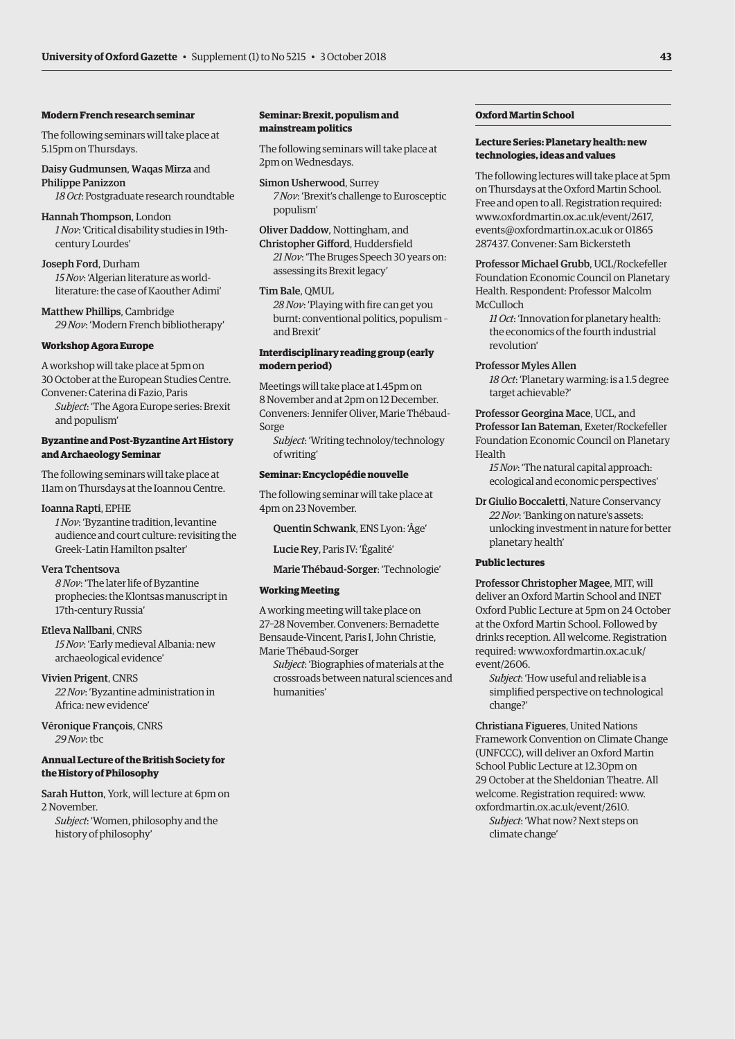#### Modern French research seminar

The following seminars will take place at 5.15pm on Thursdays.

Daisy Gudmunsen, Waqas Mirza and Philippe Panizzon
*18 Oct*: Postgraduate research roundtable

Hannah Thompson, London
*1 Nov*: 'Critical disability studies in 19th-century Lourdes'

Joseph Ford, Durham
*15 Nov*: 'Algerian literature as world-literature: the case of Kaouther Adimi'

Matthew Phillips, Cambridge
*29 Nov*: 'Modern French bibliotherapy'

#### Workshop Agora Europe

A workshop will take place at 5pm on 30 October at the European Studies Centre. Convener: Caterina di Fazio, Paris
*Subject*: 'The Agora Europe series: Brexit and populism'

#### Byzantine and Post-Byzantine Art History and Archaeology Seminar

The following seminars will take place at 11am on Thursdays at the Ioannou Centre.

Ioanna Rapti, EPHE
*1 Nov*: 'Byzantine tradition, levantine audience and court culture: revisiting the Greek–Latin Hamilton psalter'

Vera Tchentsova
*8 Nov*: 'The later life of Byzantine prophecies: the Klontsas manuscript in 17th-century Russia'

Etleva Nallbani, CNRS
*15 Nov*: 'Early medieval Albania: new archaeological evidence'

Vivien Prigent, CNRS
*22 Nov*: 'Byzantine administration in Africa: new evidence'

Véronique François, CNRS
*29 Nov*: tbc

#### Annual Lecture of the British Society for the History of Philosophy

Sarah Hutton, York, will lecture at 6pm on 2 November.
*Subject*: 'Women, philosophy and the history of philosophy'

#### Seminar: Brexit, populism and mainstream politics

The following seminars will take place at 2pm on Wednesdays.

Simon Usherwood, Surrey
*7 Nov*: 'Brexit's challenge to Eurosceptic populism'

Oliver Daddow, Nottingham, and Christopher Gifford, Huddersfield
*21 Nov*: 'The Bruges Speech 30 years on: assessing its Brexit legacy'

Tim Bale, QMUL
*28 Nov*: 'Playing with fire can get you burnt: conventional politics, populism – and Brexit'

#### Interdisciplinary reading group (early modern period)

Meetings will take place at 1.45pm on 8 November and at 2pm on 12 December. Conveners: Jennifer Oliver, Marie Thébaud-Sorge
*Subject*: 'Writing technoloy/technology of writing'

#### Seminar: Encyclopédie nouvelle

The following seminar will take place at 4pm on 23 November.

Quentin Schwank, ENS Lyon: 'Âge'

Lucie Rey, Paris IV: 'Égalité'

Marie Thébaud-Sorger: 'Technologie'

#### Working Meeting

A working meeting will take place on 27–28 November. Conveners: Bernadette Bensaude-Vincent, Paris I, John Christie, Marie Thébaud-Sorger
*Subject*: 'Biographies of materials at the crossroads between natural sciences and humanities'

### Oxford Martin School

#### Lecture Series: Planetary health: new technologies, ideas and values

The following lectures will take place at 5pm on Thursdays at the Oxford Martin School. Free and open to all. Registration required: www.oxfordmartin.ox.ac.uk/event/2617, events@oxfordmartin.ox.ac.uk or 01865 287437. Convener: Sam Bickersteth

Professor Michael Grubb, UCL/Rockefeller Foundation Economic Council on Planetary Health. Respondent: Professor Malcolm McCulloch
*11 Oct*: 'Innovation for planetary health: the economics of the fourth industrial revolution'

Professor Myles Allen
*18 Oct*: 'Planetary warming: is a 1.5 degree target achievable?'

Professor Georgina Mace, UCL, and Professor Ian Bateman, Exeter/Rockefeller Foundation Economic Council on Planetary Health
*15 Nov*: 'The natural capital approach: ecological and economic perspectives'

Dr Giulio Boccaletti, Nature Conservancy
*22 Nov*: 'Banking on nature's assets: unlocking investment in nature for better planetary health'

#### Public lectures

Professor Christopher Magee, MIT, will deliver an Oxford Martin School and INET Oxford Public Lecture at 5pm on 24 October at the Oxford Martin School. Followed by drinks reception. All welcome. Registration required: www.oxfordmartin.ox.ac.uk/event/2606.
*Subject*: 'How useful and reliable is a simplified perspective on technological change?'

Christiana Figueres, United Nations Framework Convention on Climate Change (UNFCCC), will deliver an Oxford Martin School Public Lecture at 12.30pm on 29 October at the Sheldonian Theatre. All welcome. Registration required: www.oxfordmartin.ox.ac.uk/event/2610.
*Subject*: 'What now? Next steps on climate change'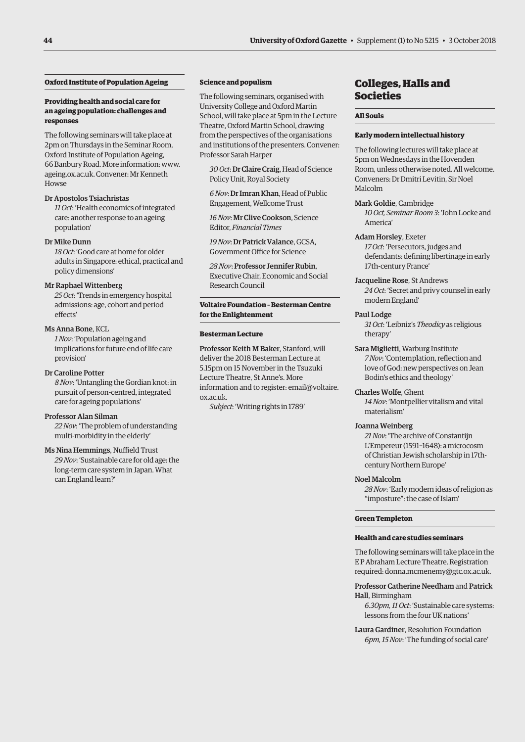#### Oxford Institute of Population Ageing

**Providing health and social care for an ageing population: challenges and responses**

The following seminars will take place at 2pm on Thursdays in the Seminar Room, Oxford Institute of Population Ageing, 66 Banbury Road. More information: www.ageing.ox.ac.uk. Convener: Mr Kenneth Howse

Dr Apostolos Tsiachristas
*11 Oct*: 'Health economics of integrated care: another response to an ageing population'

Dr Mike Dunn
*18 Oct*: 'Good care at home for older adults in Singapore: ethical, practical and policy dimensions'

Mr Raphael Wittenberg
*25 Oct*: 'Trends in emergency hospital admissions: age, cohort and period effects'

Ms Anna Bone, KCL
*1 Nov*: 'Population ageing and implications for future end of life care provision'

Dr Caroline Potter
*8 Nov*: 'Untangling the Gordian knot: in pursuit of person-centred, integrated care for ageing populations'

Professor Alan Silman
*22 Nov*: 'The problem of understanding multi-morbidity in the elderly'

Ms Nina Hemmings, Nuffield Trust
*29 Nov*: 'Sustainable care for old age: the long-term care system in Japan. What can England learn?'

#### Science and populism

The following seminars, organised with University College and Oxford Martin School, will take place at 5pm in the Lecture Theatre, Oxford Martin School, drawing from the perspectives of the organisations and institutions of the presenters. Convener: Professor Sarah Harper

*30 Oct*: **Dr Claire Craig**, Head of Science Policy Unit, Royal Society

*6 Nov*: **Dr Imran Khan**, Head of Public Engagement, Wellcome Trust

*16 Nov*: **Mr Clive Cookson**, Science Editor, *Financial Times*

*19 Nov*: **Dr Patrick Valance**, GCSA, Government Office for Science

*28 Nov*: **Professor Jennifer Rubin**, Executive Chair, Economic and Social Research Council

#### Voltaire Foundation – Besterman Centre for the Enlightenment

**Besterman Lecture**

**Professor Keith M Baker**, Stanford, will deliver the 2018 Besterman Lecture at 5.15pm on 15 November in the Tsuzuki Lecture Theatre, St Anne's. More information and to register: email@voltaire.ox.ac.uk.
*Subject*: 'Writing rights in 1789'

## Colleges, Halls and Societies

#### All Souls

**Early modern intellectual history**

The following lectures will take place at 5pm on Wednesdays in the Hovenden Room, unless otherwise noted. All welcome. Conveners: Dr Dmitri Levitin, Sir Noel Malcolm

Mark Goldie, Cambridge
*10 Oct, Seminar Room 3*: 'John Locke and America'

Adam Horsley, Exeter
*17 Oct*: 'Persecutors, judges and defendants: defining libertinage in early 17th-century France'

Jacqueline Rose, St Andrews
*24 Oct*: 'Secret and privy counsel in early modern England'

Paul Lodge
*31 Oct*: 'Leibniz's *Theodicy* as religious therapy'

Sara Miglietti, Warburg Institute
*7 Nov*: 'Contemplation, reflection and love of God: new perspectives on Jean Bodin's ethics and theology'

Charles Wolfe, Ghent
*14 Nov*: 'Montpellier vitalism and vital materialism'

Joanna Weinberg
*21 Nov*: 'The archive of Constantijn L'Empereur (1591–1648): a microcosm of Christian Jewish scholarship in 17th-century Northern Europe'

Noel Malcolm
*28 Nov*: 'Early modern ideas of religion as "imposture": the case of Islam'

#### Green Templeton

**Health and care studies seminars**

The following seminars will take place in the E P Abraham Lecture Theatre. Registration required: donna.mcmenemy@gtc.ox.ac.uk.

**Professor Catherine Needham** and **Patrick Hall**, Birmingham
*6.30pm, 11 Oct*: 'Sustainable care systems: lessons from the four UK nations'

**Laura Gardiner**, Resolution Foundation
*6pm, 15 Nov*: 'The funding of social care'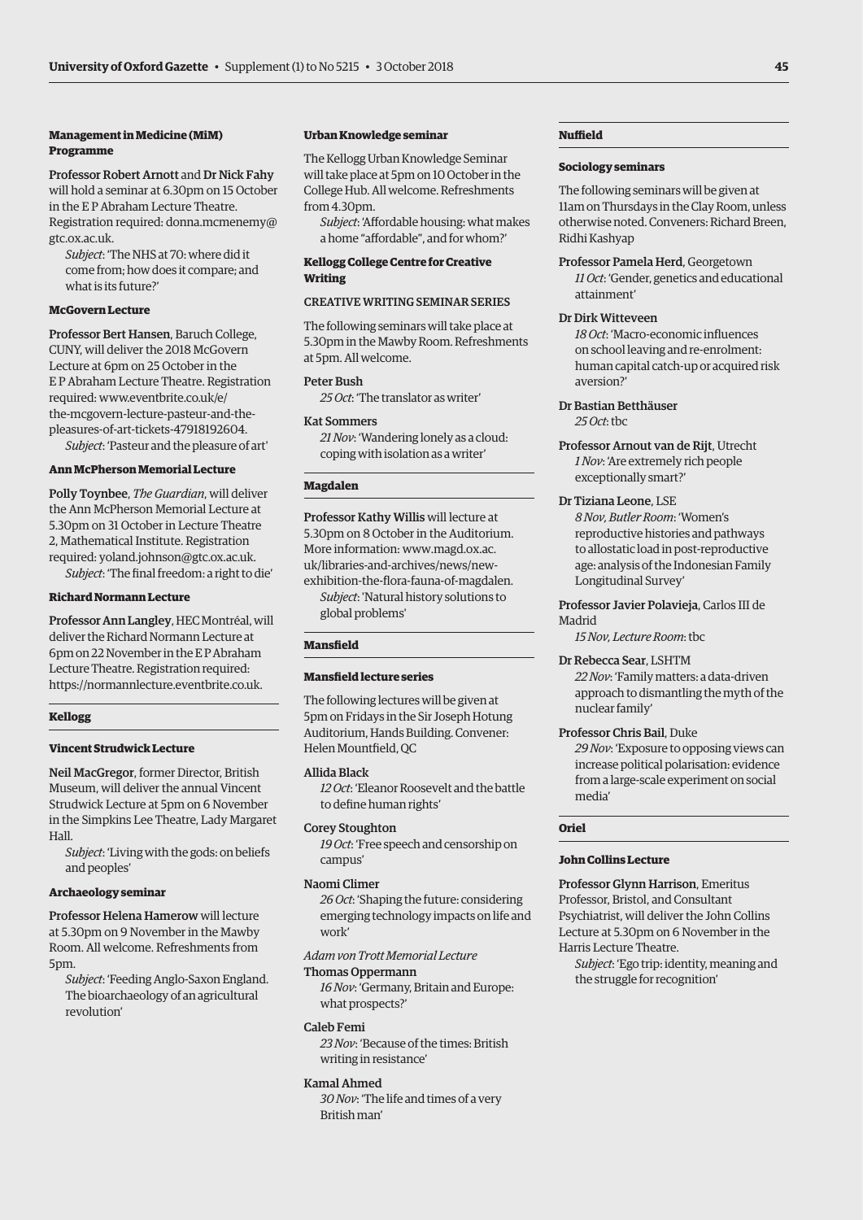**Management in Medicine (MiM) Programme**

Professor Robert Arnott and Dr Nick Fahy will hold a seminar at 6.30pm on 15 October in the E P Abraham Lecture Theatre. Registration required: donna.mcmenemy@gtc.ox.ac.uk.

*Subject*: 'The NHS at 70: where did it come from; how does it compare; and what is its future?'

**McGovern Lecture**

Professor Bert Hansen, Baruch College, CUNY, will deliver the 2018 McGovern Lecture at 6pm on 25 October in the E P Abraham Lecture Theatre. Registration required: www.eventbrite.co.uk/e/the-mcgovern-lecture-pasteur-and-the-pleasures-of-art-tickets-47918192604.

*Subject*: 'Pasteur and the pleasure of art'

**Ann McPherson Memorial Lecture**

Polly Toynbee, *The Guardian*, will deliver the Ann McPherson Memorial Lecture at 5.30pm on 31 October in Lecture Theatre 2, Mathematical Institute. Registration required: yoland.johnson@gtc.ox.ac.uk.

*Subject*: 'The final freedom: a right to die'

**Richard Normann Lecture**

Professor Ann Langley, HEC Montréal, will deliver the Richard Normann Lecture at 6pm on 22 November in the E P Abraham Lecture Theatre. Registration required: https://normannlecture.eventbrite.co.uk.

## Kellogg

**Vincent Strudwick Lecture**

Neil MacGregor, former Director, British Museum, will deliver the annual Vincent Strudwick Lecture at 5pm on 6 November in the Simpkins Lee Theatre, Lady Margaret Hall.

*Subject*: 'Living with the gods: on beliefs and peoples'

**Archaeology seminar**

Professor Helena Hamerow will lecture at 5.30pm on 9 November in the Mawby Room. All welcome. Refreshments from 5pm.

*Subject*: 'Feeding Anglo-Saxon England. The bioarchaeology of an agricultural revolution'

**Urban Knowledge seminar**

The Kellogg Urban Knowledge Seminar will take place at 5pm on 10 October in the College Hub. All welcome. Refreshments from 4.30pm.

*Subject*: 'Affordable housing: what makes a home "affordable", and for whom?'

**Kellogg College Centre for Creative Writing**

CREATIVE WRITING SEMINAR SERIES

The following seminars will take place at 5.30pm in the Mawby Room. Refreshments at 5pm. All welcome.

Peter Bush
*25 Oct*: 'The translator as writer'

Kat Sommers
*21 Nov*: 'Wandering lonely as a cloud: coping with isolation as a writer'

## Magdalen

Professor Kathy Willis will lecture at 5.30pm on 8 October in the Auditorium. More information: www.magd.ox.ac.uk/libraries-and-archives/news/new-exhibition-the-flora-fauna-of-magdalen.

*Subject*: 'Natural history solutions to global problems'

## Mansfield

**Mansfield lecture series**

The following lectures will be given at 5pm on Fridays in the Sir Joseph Hotung Auditorium, Hands Building. Convener: Helen Mountfield, QC

Allida Black
*12 Oct*: 'Eleanor Roosevelt and the battle to define human rights'

Corey Stoughton
*19 Oct*: 'Free speech and censorship on campus'

Naomi Climer
*26 Oct*: 'Shaping the future: considering emerging technology impacts on life and work'

*Adam von Trott Memorial Lecture*
Thomas Oppermann
*16 Nov*: 'Germany, Britain and Europe: what prospects?'

Caleb Femi
*23 Nov*: 'Because of the times: British writing in resistance'

Kamal Ahmed
*30 Nov*: 'The life and times of a very British man'

## Nuffield

**Sociology seminars**

The following seminars will be given at 11am on Thursdays in the Clay Room, unless otherwise noted. Conveners: Richard Breen, Ridhi Kashyap

Professor Pamela Herd, Georgetown
*11 Oct*: 'Gender, genetics and educational attainment'

Dr Dirk Witteveen
*18 Oct*: 'Macro-economic influences on school leaving and re-enrolment: human capital catch-up or acquired risk aversion?'

Dr Bastian Betthäuser
*25 Oct*: tbc

Professor Arnout van de Rijt, Utrecht
*1 Nov*: 'Are extremely rich people exceptionally smart?'

Dr Tiziana Leone, LSE
*8 Nov, Butler Room*: 'Women's reproductive histories and pathways to allostatic load in post-reproductive age: analysis of the Indonesian Family Longitudinal Survey'

Professor Javier Polavieja, Carlos III de Madrid
*15 Nov, Lecture Room*: tbc

Dr Rebecca Sear, LSHTM
*22 Nov*: 'Family matters: a data-driven approach to dismantling the myth of the nuclear family'

Professor Chris Bail, Duke
*29 Nov*: 'Exposure to opposing views can increase political polarisation: evidence from a large-scale experiment on social media'

## Oriel

**John Collins Lecture**

Professor Glynn Harrison, Emeritus Professor, Bristol, and Consultant Psychiatrist, will deliver the John Collins Lecture at 5.30pm on 6 November in the Harris Lecture Theatre.

*Subject*: 'Ego trip: identity, meaning and the struggle for recognition'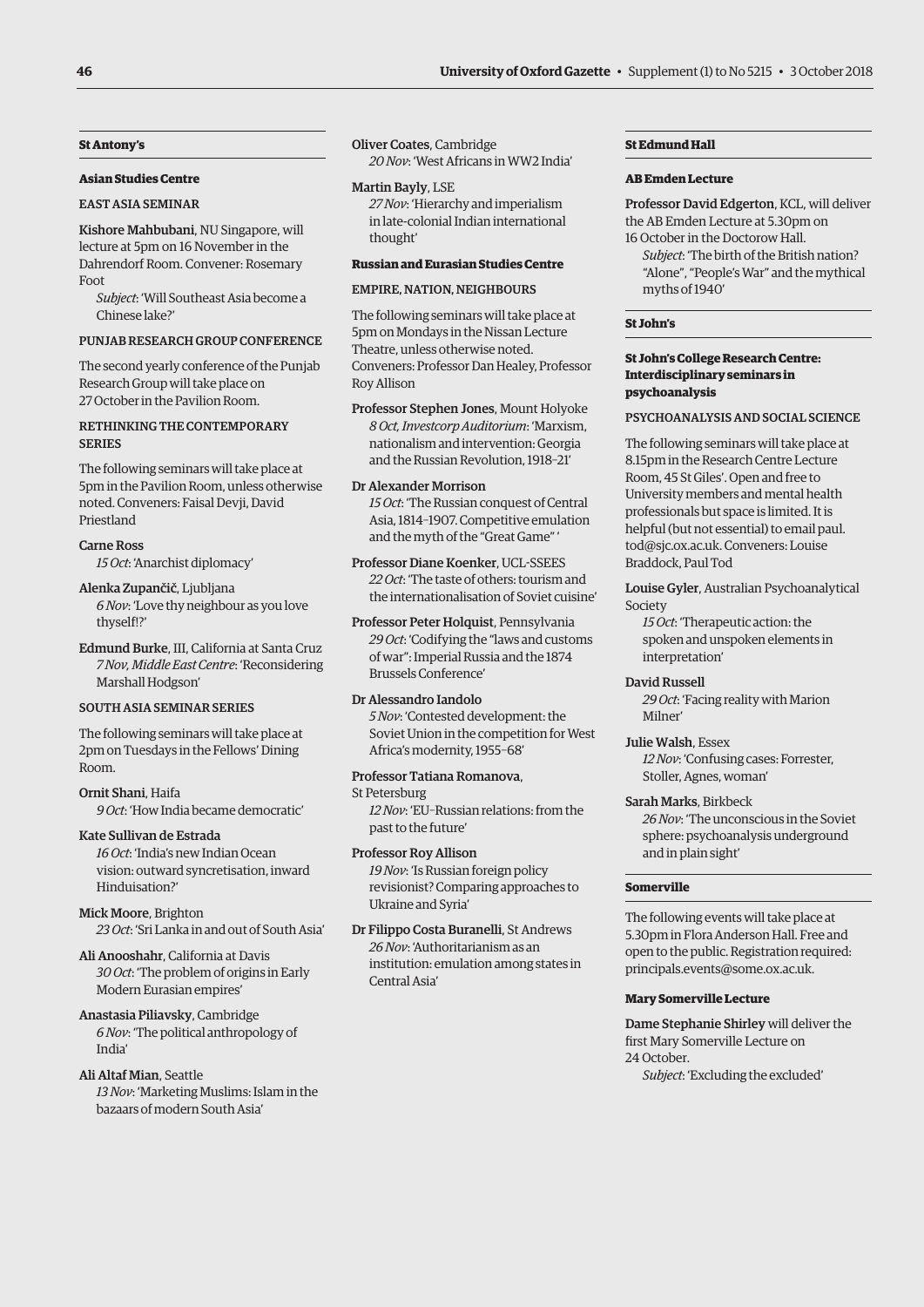## St Antony's

### Asian Studies Centre

#### EAST ASIA SEMINAR

**Kishore Mahbubani**, NU Singapore, will lecture at 5pm on 16 November in the Dahrendorf Room. Convener: Rosemary Foot

*Subject*: 'Will Southeast Asia become a Chinese lake?'

#### PUNJAB RESEARCH GROUP CONFERENCE

The second yearly conference of the Punjab Research Group will take place on 27 October in the Pavilion Room.

#### RETHINKING THE CONTEMPORARY SERIES

The following seminars will take place at 5pm in the Pavilion Room, unless otherwise noted. Conveners: Faisal Devji, David Priestland

**Carne Ross**
*15 Oct*: 'Anarchist diplomacy'

**Alenka Zupančič**, Ljubljana
*6 Nov*: 'Love thy neighbour as you love thyself!?'

**Edmund Burke**, III, California at Santa Cruz
*7 Nov, Middle East Centre*: 'Reconsidering Marshall Hodgson'

#### SOUTH ASIA SEMINAR SERIES

The following seminars will take place at 2pm on Tuesdays in the Fellows' Dining Room.

**Ornit Shani**, Haifa
*9 Oct*: 'How India became democratic'

**Kate Sullivan de Estrada**
*16 Oct*: 'India's new Indian Ocean vision: outward syncretisation, inward Hinduisation?'

**Mick Moore**, Brighton
*23 Oct*: 'Sri Lanka in and out of South Asia'

**Ali Anooshahr**, California at Davis
*30 Oct*: 'The problem of origins in Early Modern Eurasian empires'

**Anastasia Piliavsky**, Cambridge
*6 Nov*: 'The political anthropology of India'

**Ali Altaf Mian**, Seattle
*13 Nov*: 'Marketing Muslims: Islam in the bazaars of modern South Asia'

**Oliver Coates**, Cambridge
*20 Nov*: 'West Africans in WW2 India'

**Martin Bayly**, LSE
*27 Nov*: 'Hierarchy and imperialism in late-colonial Indian international thought'

### Russian and Eurasian Studies Centre

#### EMPIRE, NATION, NEIGHBOURS

The following seminars will take place at 5pm on Mondays in the Nissan Lecture Theatre, unless otherwise noted. Conveners: Professor Dan Healey, Professor Roy Allison

**Professor Stephen Jones**, Mount Holyoke
*8 Oct, Investcorp Auditorium*: 'Marxism, nationalism and intervention: Georgia and the Russian Revolution, 1918–21'

**Dr Alexander Morrison**
*15 Oct*: 'The Russian conquest of Central Asia, 1814–1907. Competitive emulation and the myth of the "Great Game" '

**Professor Diane Koenker**, UCL-SSEES
*22 Oct*: 'The taste of others: tourism and the internationalisation of Soviet cuisine'

**Professor Peter Holquist**, Pennsylvania
*29 Oct*: 'Codifying the "laws and customs of war": Imperial Russia and the 1874 Brussels Conference'

**Dr Alessandro Iandolo**
*5 Nov*: 'Contested development: the Soviet Union in the competition for West Africa's modernity, 1955–68'

**Professor Tatiana Romanova**, St Petersburg
*12 Nov*: 'EU–Russian relations: from the past to the future'

**Professor Roy Allison**
*19 Nov*: 'Is Russian foreign policy revisionist? Comparing approaches to Ukraine and Syria'

**Dr Filippo Costa Buranelli**, St Andrews
*26 Nov*: 'Authoritarianism as an institution: emulation among states in Central Asia'

## St Edmund Hall

### AB Emden Lecture

**Professor David Edgerton**, KCL, will deliver the AB Emden Lecture at 5.30pm on 16 October in the Doctorow Hall.

*Subject*: 'The birth of the British nation? "Alone", "People's War" and the mythical myths of 1940'

## St John's

### St John's College Research Centre: Interdisciplinary seminars in psychoanalysis

#### PSYCHOANALYSIS AND SOCIAL SCIENCE

The following seminars will take place at 8.15pm in the Research Centre Lecture Room, 45 St Giles'. Open and free to University members and mental health professionals but space is limited. It is helpful (but not essential) to email paul.tod@sjc.ox.ac.uk. Conveners: Louise Braddock, Paul Tod

**Louise Gyler**, Australian Psychoanalytical Society
*15 Oct*: 'Therapeutic action: the spoken and unspoken elements in interpretation'

**David Russell**
*29 Oct*: 'Facing reality with Marion Milner'

**Julie Walsh**, Essex
*12 Nov*: 'Confusing cases: Forrester, Stoller, Agnes, woman'

**Sarah Marks**, Birkbeck
*26 Nov*: 'The unconscious in the Soviet sphere: psychoanalysis underground and in plain sight'

## Somerville

The following events will take place at 5.30pm in Flora Anderson Hall. Free and open to the public. Registration required: principals.events@some.ox.ac.uk.

### Mary Somerville Lecture

**Dame Stephanie Shirley** will deliver the first Mary Somerville Lecture on 24 October.

*Subject*: 'Excluding the excluded'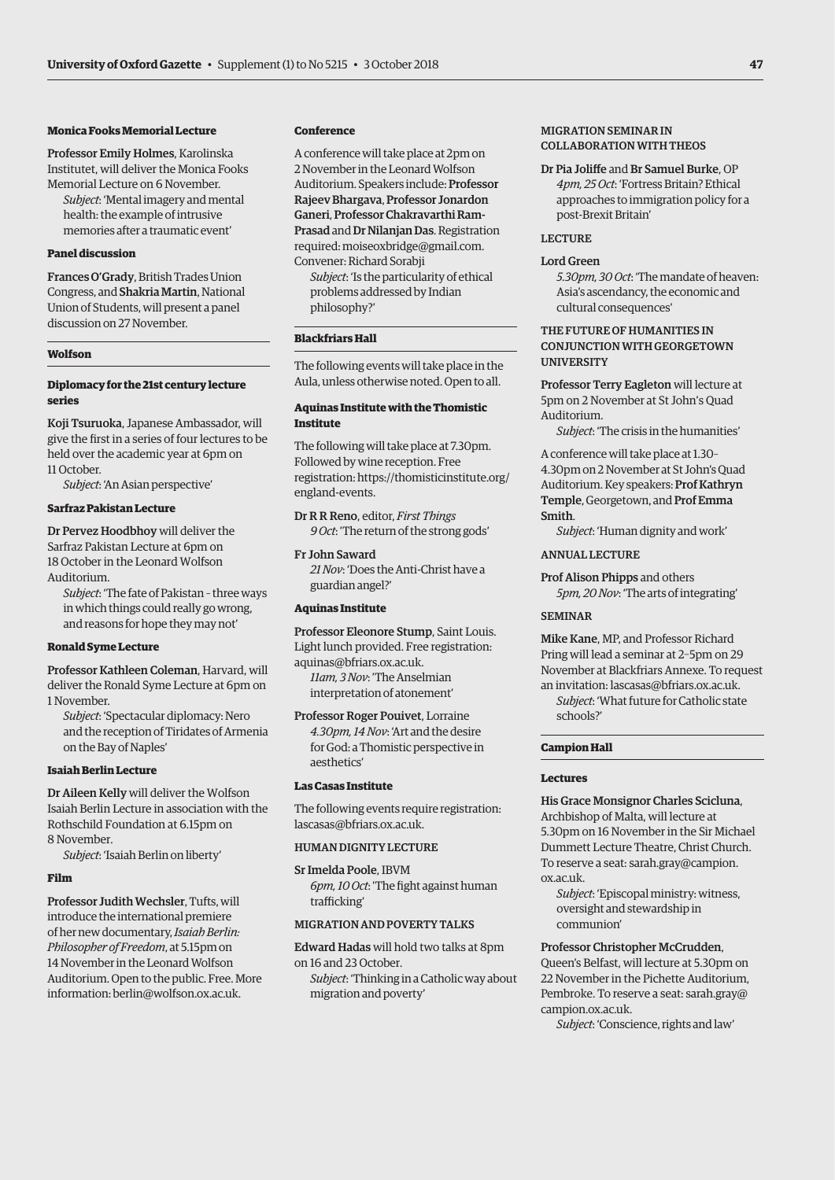**Monica Fooks Memorial Lecture**

**Professor Emily Holmes**, Karolinska Institutet, will deliver the Monica Fooks Memorial Lecture on 6 November.

*Subject*: 'Mental imagery and mental health: the example of intrusive memories after a traumatic event'

**Panel discussion**

**Frances O'Grady**, British Trades Union Congress, and **Shakria Martin**, National Union of Students, will present a panel discussion on 27 November.

## Wolfson

**Diplomacy for the 21st century lecture series**

**Koji Tsuruoka**, Japanese Ambassador, will give the first in a series of four lectures to be held over the academic year at 6pm on 11 October.

*Subject*: 'An Asian perspective'

**Sarfraz Pakistan Lecture**

**Dr Pervez Hoodbhoy** will deliver the Sarfraz Pakistan Lecture at 6pm on 18 October in the Leonard Wolfson Auditorium.

*Subject*: 'The fate of Pakistan – three ways in which things could really go wrong, and reasons for hope they may not'

**Ronald Syme Lecture**

**Professor Kathleen Coleman**, Harvard, will deliver the Ronald Syme Lecture at 6pm on 1 November.

*Subject*: 'Spectacular diplomacy: Nero and the reception of Tiridates of Armenia on the Bay of Naples'

**Isaiah Berlin Lecture**

**Dr Aileen Kelly** will deliver the Wolfson Isaiah Berlin Lecture in association with the Rothschild Foundation at 6.15pm on 8 November.

*Subject*: 'Isaiah Berlin on liberty'

**Film**

**Professor Judith Wechsler**, Tufts, will introduce the international premiere of her new documentary, *Isaiah Berlin: Philosopher of Freedom*, at 5.15pm on 14 November in the Leonard Wolfson Auditorium. Open to the public. Free. More information: berlin@wolfson.ox.ac.uk.

**Conference**

A conference will take place at 2pm on 2 November in the Leonard Wolfson Auditorium. Speakers include: **Professor Rajeev Bhargava**, **Professor Jonardon Ganeri**, **Professor Chakravarthi Ram-Prasad** and **Dr Nilanjan Das**. Registration required: moiseoxbridge@gmail.com. Convener: Richard Sorabji

*Subject*: 'Is the particularity of ethical problems addressed by Indian philosophy?'

## Blackfriars Hall

The following events will take place in the Aula, unless otherwise noted. Open to all.

**Aquinas Institute with the Thomistic Institute**

The following will take place at 7.30pm. Followed by wine reception. Free registration: https://thomisticinstitute.org/england-events.

**Dr R R Reno**, editor, *First Things*
*9 Oct*: 'The return of the strong gods'

**Fr John Saward**
*21 Nov*: 'Does the Anti-Christ have a guardian angel?'

**Aquinas Institute**

**Professor Eleonore Stump**, Saint Louis. Light lunch provided. Free registration: aquinas@bfriars.ox.ac.uk.
*11am, 3 Nov*: 'The Anselmian interpretation of atonement'

**Professor Roger Pouivet**, Lorraine
*4.30pm, 14 Nov*: 'Art and the desire for God: a Thomistic perspective in aesthetics'

**Las Casas Institute**

The following events require registration: lascasas@bfriars.ox.ac.uk.

HUMAN DIGNITY LECTURE

**Sr Imelda Poole**, IBVM
*6pm, 10 Oct*: 'The fight against human trafficking'

MIGRATION AND POVERTY TALKS

**Edward Hadas** will hold two talks at 8pm on 16 and 23 October.

*Subject*: 'Thinking in a Catholic way about migration and poverty'

MIGRATION SEMINAR IN COLLABORATION WITH THEOS

**Dr Pia Joliffe** and **Br Samuel Burke**, OP
*4pm, 25 Oct*: 'Fortress Britain? Ethical approaches to immigration policy for a post-Brexit Britain'

LECTURE

**Lord Green**
*5.30pm, 30 Oct*: 'The mandate of heaven: Asia's ascendancy, the economic and cultural consequences'

THE FUTURE OF HUMANITIES IN CONJUNCTION WITH GEORGETOWN UNIVERSITY

**Professor Terry Eagleton** will lecture at 5pm on 2 November at St John's Quad Auditorium.

*Subject*: 'The crisis in the humanities'

A conference will take place at 1.30–4.30pm on 2 November at St John's Quad Auditorium. Key speakers: **Prof Kathryn Temple**, Georgetown, and **Prof Emma Smith**.

*Subject*: 'Human dignity and work'

ANNUAL LECTURE

**Prof Alison Phipps** and others
*5pm, 20 Nov*: 'The arts of integrating'

SEMINAR

**Mike Kane**, MP, and Professor Richard Pring will lead a seminar at 2–5pm on 29 November at Blackfriars Annexe. To request an invitation: lascasas@bfriars.ox.ac.uk.

*Subject*: 'What future for Catholic state schools?'

## Campion Hall

**Lectures**

**His Grace Monsignor Charles Scicluna**, Archbishop of Malta, will lecture at 5.30pm on 16 November in the Sir Michael Dummett Lecture Theatre, Christ Church. To reserve a seat: sarah.gray@campion.ox.ac.uk.

*Subject*: 'Episcopal ministry: witness, oversight and stewardship in communion'

**Professor Christopher McCrudden**, Queen's Belfast, will lecture at 5.30pm on 22 November in the Pichette Auditorium, Pembroke. To reserve a seat: sarah.gray@campion.ox.ac.uk.

*Subject*: 'Conscience, rights and law'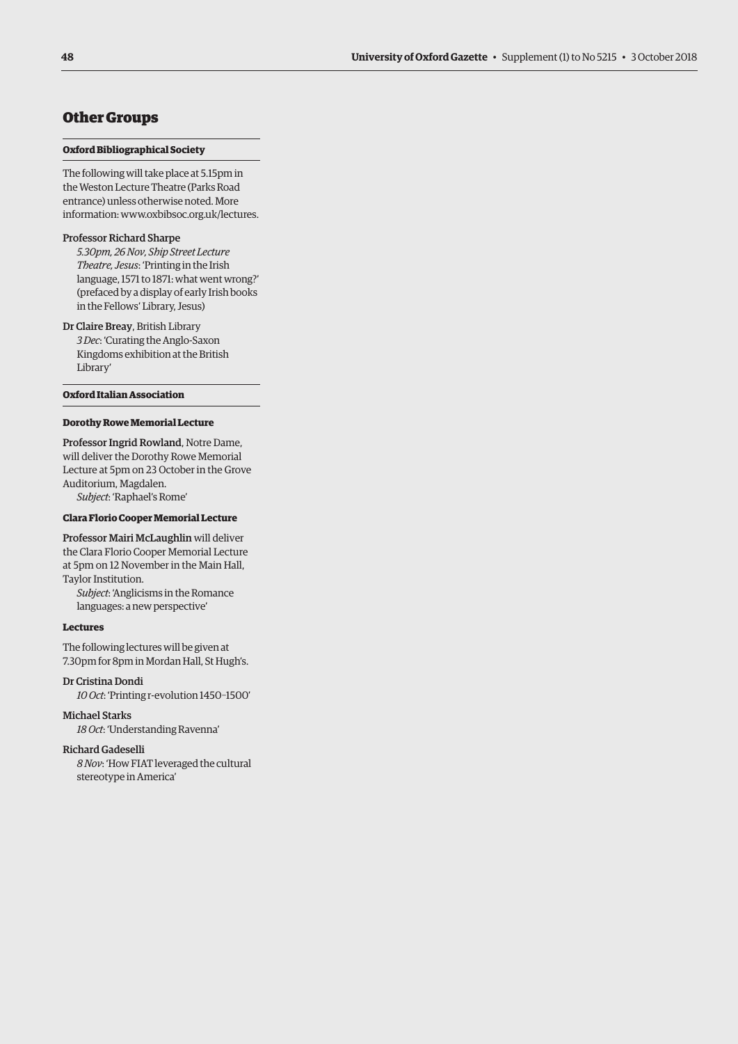## Other Groups

### Oxford Bibliographical Society

The following will take place at 5.15pm in the Weston Lecture Theatre (Parks Road entrance) unless otherwise noted. More information: www.oxbibsoc.org.uk/lectures.

Professor Richard Sharpe
*5.30pm, 26 Nov, Ship Street Lecture Theatre, Jesus*: 'Printing in the Irish language, 1571 to 1871: what went wrong?' (prefaced by a display of early Irish books in the Fellows' Library, Jesus)

Dr Claire Breay, British Library
*3 Dec*: 'Curating the Anglo-Saxon Kingdoms exhibition at the British Library'

### Oxford Italian Association

#### Dorothy Rowe Memorial Lecture

Professor Ingrid Rowland, Notre Dame, will deliver the Dorothy Rowe Memorial Lecture at 5pm on 23 October in the Grove Auditorium, Magdalen.
*Subject*: 'Raphael's Rome'

#### Clara Florio Cooper Memorial Lecture

Professor Mairi McLaughlin will deliver the Clara Florio Cooper Memorial Lecture at 5pm on 12 November in the Main Hall, Taylor Institution.
*Subject*: 'Anglicisms in the Romance languages: a new perspective'

#### Lectures

The following lectures will be given at 7.30pm for 8pm in Mordan Hall, St Hugh's.

Dr Cristina Dondi
*10 Oct*: 'Printing r-evolution 1450–1500'

Michael Starks
*18 Oct*: 'Understanding Ravenna'

Richard Gadeselli
*8 Nov*: 'How FIAT leveraged the cultural stereotype in America'